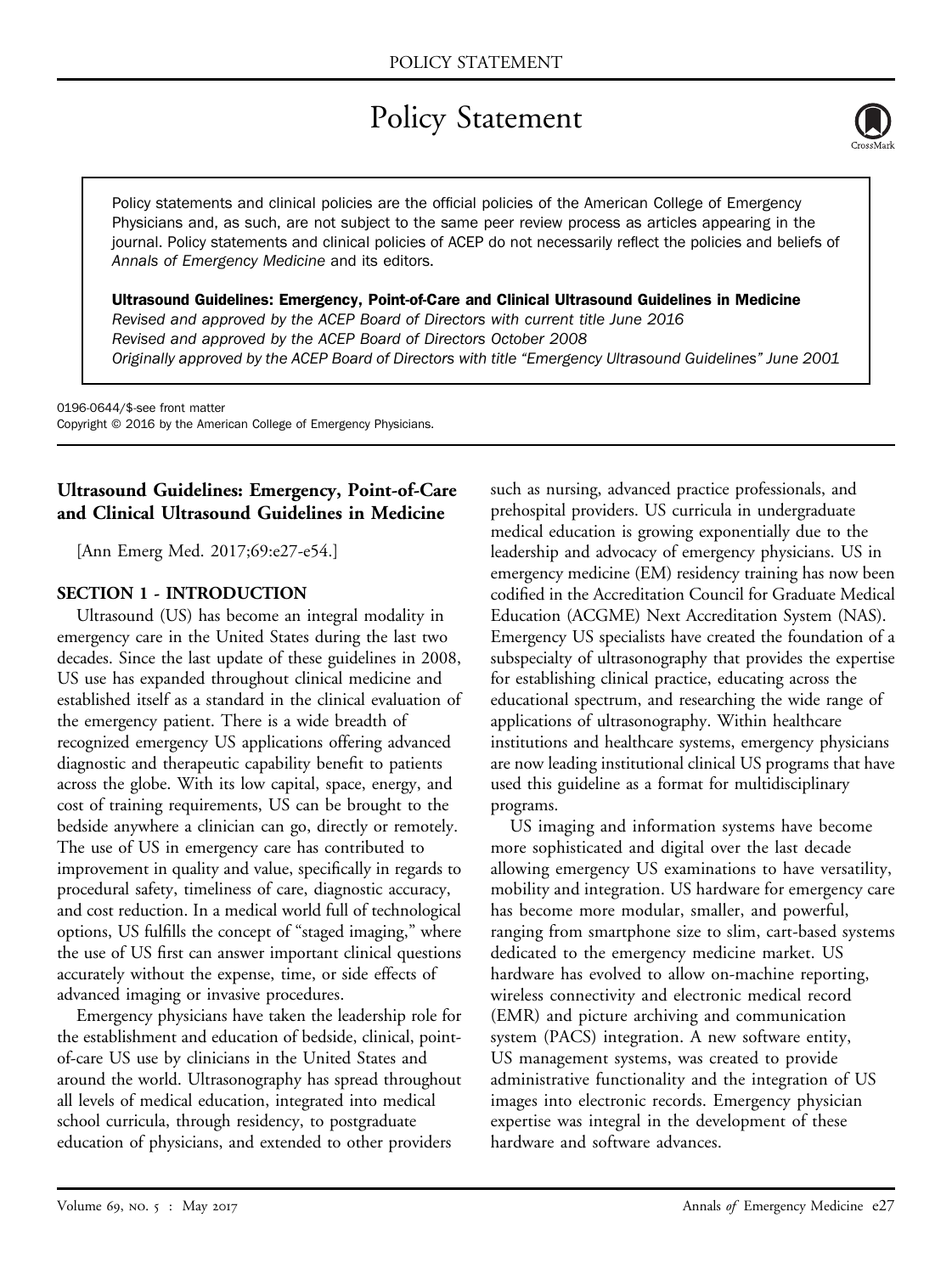# Policy Statement

Policy statements and clinical policies are the official policies of the American College of Emergency Physicians and, as such, are not subject to the same peer review process as articles appearing in the journal. Policy statements and clinical policies of ACEP do not necessarily reflect the policies and beliefs of *Annals of Emergency Medicine* and its editors.

**Ultrasound Guidelines: Emergency, Point-of-Care and Clinical Ultrasound Guidelines in Medicine**
*Revised and approved by the ACEP Board of Directors with current title June 2016*
*Revised and approved by the ACEP Board of Directors October 2008*
*Originally approved by the ACEP Board of Directors with title "Emergency Ultrasound Guidelines" June 2001*

0196-0644/$-see front matter
Copyright © 2016 by the American College of Emergency Physicians.

## Ultrasound Guidelines: Emergency, Point-of-Care and Clinical Ultrasound Guidelines in Medicine

[Ann Emerg Med. 2017;69:e27-e54.]

### SECTION 1 - INTRODUCTION

Ultrasound (US) has become an integral modality in emergency care in the United States during the last two decades. Since the last update of these guidelines in 2008, US use has expanded throughout clinical medicine and established itself as a standard in the clinical evaluation of the emergency patient. There is a wide breadth of recognized emergency US applications offering advanced diagnostic and therapeutic capability benefit to patients across the globe. With its low capital, space, energy, and cost of training requirements, US can be brought to the bedside anywhere a clinician can go, directly or remotely. The use of US in emergency care has contributed to improvement in quality and value, specifically in regards to procedural safety, timeliness of care, diagnostic accuracy, and cost reduction. In a medical world full of technological options, US fulfills the concept of "staged imaging," where the use of US first can answer important clinical questions accurately without the expense, time, or side effects of advanced imaging or invasive procedures.

Emergency physicians have taken the leadership role for the establishment and education of bedside, clinical, point-of-care US use by clinicians in the United States and around the world. Ultrasonography has spread throughout all levels of medical education, integrated into medical school curricula, through residency, to postgraduate education of physicians, and extended to other providers such as nursing, advanced practice professionals, and prehospital providers. US curricula in undergraduate medical education is growing exponentially due to the leadership and advocacy of emergency physicians. US in emergency medicine (EM) residency training has now been codified in the Accreditation Council for Graduate Medical Education (ACGME) Next Accreditation System (NAS). Emergency US specialists have created the foundation of a subspecialty of ultrasonography that provides the expertise for establishing clinical practice, educating across the educational spectrum, and researching the wide range of applications of ultrasonography. Within healthcare institutions and healthcare systems, emergency physicians are now leading institutional clinical US programs that have used this guideline as a format for multidisciplinary programs.

US imaging and information systems have become more sophisticated and digital over the last decade allowing emergency US examinations to have versatility, mobility and integration. US hardware for emergency care has become more modular, smaller, and powerful, ranging from smartphone size to slim, cart-based systems dedicated to the emergency medicine market. US hardware has evolved to allow on-machine reporting, wireless connectivity and electronic medical record (EMR) and picture archiving and communication system (PACS) integration. A new software entity, US management systems, was created to provide administrative functionality and the integration of US images into electronic records. Emergency physician expertise was integral in the development of these hardware and software advances.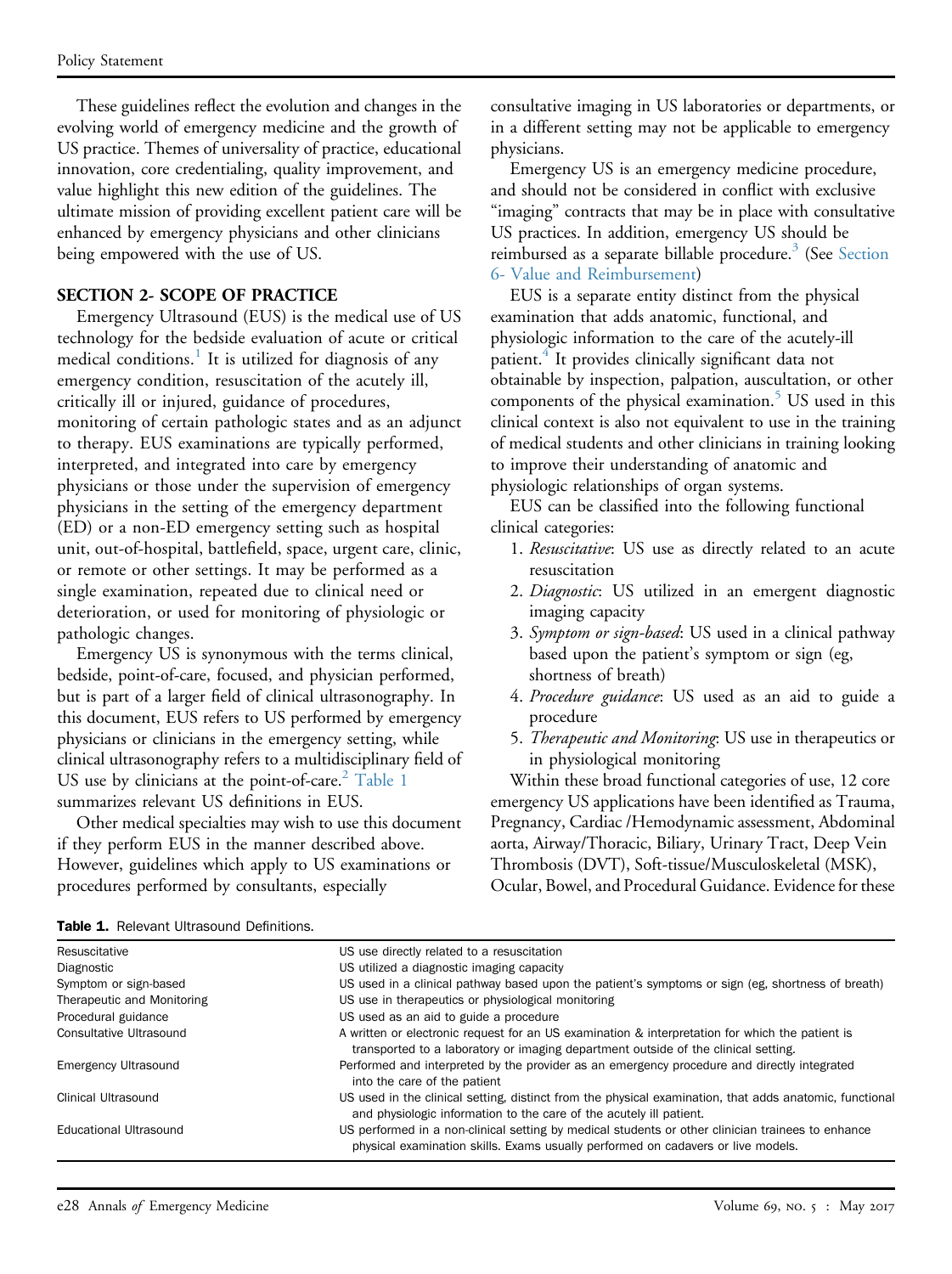These guidelines reflect the evolution and changes in the evolving world of emergency medicine and the growth of US practice. Themes of universality of practice, educational innovation, core credentialing, quality improvement, and value highlight this new edition of the guidelines. The ultimate mission of providing excellent patient care will be enhanced by emergency physicians and other clinicians being empowered with the use of US.

## SECTION 2- SCOPE OF PRACTICE

Emergency Ultrasound (EUS) is the medical use of US technology for the bedside evaluation of acute or critical medical conditions.[1] It is utilized for diagnosis of any emergency condition, resuscitation of the acutely ill, critically ill or injured, guidance of procedures, monitoring of certain pathologic states and as an adjunct to therapy. EUS examinations are typically performed, interpreted, and integrated into care by emergency physicians or those under the supervision of emergency physicians in the setting of the emergency department (ED) or a non-ED emergency setting such as hospital unit, out-of-hospital, battlefield, space, urgent care, clinic, or remote or other settings. It may be performed as a single examination, repeated due to clinical need or deterioration, or used for monitoring of physiologic or pathologic changes.

Emergency US is synonymous with the terms clinical, bedside, point-of-care, focused, and physician performed, but is part of a larger field of clinical ultrasonography. In this document, EUS refers to US performed by emergency physicians or clinicians in the emergency setting, while clinical ultrasonography refers to a multidisciplinary field of US use by clinicians at the point-of-care.[2] Table 1 summarizes relevant US definitions in EUS.

Other medical specialties may wish to use this document if they perform EUS in the manner described above. However, guidelines which apply to US examinations or procedures performed by consultants, especially consultative imaging in US laboratories or departments, or in a different setting may not be applicable to emergency physicians.

Emergency US is an emergency medicine procedure, and should not be considered in conflict with exclusive "imaging" contracts that may be in place with consultative US practices. In addition, emergency US should be reimbursed as a separate billable procedure.[3] (See Section 6- Value and Reimbursement)

EUS is a separate entity distinct from the physical examination that adds anatomic, functional, and physiologic information to the care of the acutely-ill patient.[4] It provides clinically significant data not obtainable by inspection, palpation, auscultation, or other components of the physical examination.[5] US used in this clinical context is also not equivalent to use in the training of medical students and other clinicians in training looking to improve their understanding of anatomic and physiologic relationships of organ systems.

EUS can be classified into the following functional clinical categories:

1. *Resuscitative*: US use as directly related to an acute resuscitation
2. *Diagnostic*: US utilized in an emergent diagnostic imaging capacity
3. *Symptom or sign-based*: US used in a clinical pathway based upon the patient's symptom or sign (eg, shortness of breath)
4. *Procedure guidance*: US used as an aid to guide a procedure
5. *Therapeutic and Monitoring*: US use in therapeutics or in physiological monitoring

Within these broad functional categories of use, 12 core emergency US applications have been identified as Trauma, Pregnancy, Cardiac /Hemodynamic assessment, Abdominal aorta, Airway/Thoracic, Biliary, Urinary Tract, Deep Vein Thrombosis (DVT), Soft-tissue/Musculoskeletal (MSK), Ocular, Bowel, and Procedural Guidance. Evidence for these

**Table 1.** Relevant Ultrasound Definitions.

| | |
|---|---|
| Resuscitative | US use directly related to a resuscitation |
| Diagnostic | US utilized a diagnostic imaging capacity |
| Symptom or sign-based | US used in a clinical pathway based upon the patient's symptoms or sign (eg, shortness of breath) |
| Therapeutic and Monitoring | US use in therapeutics or physiological monitoring |
| Procedural guidance | US used as an aid to guide a procedure |
| Consultative Ultrasound | A written or electronic request for an US examination & interpretation for which the patient is transported to a laboratory or imaging department outside of the clinical setting. |
| Emergency Ultrasound | Performed and interpreted by the provider as an emergency procedure and directly integrated into the care of the patient |
| Clinical Ultrasound | US used in the clinical setting, distinct from the physical examination, that adds anatomic, functional and physiologic information to the care of the acutely ill patient. |
| Educational Ultrasound | US performed in a non-clinical setting by medical students or other clinician trainees to enhance physical examination skills. Exams usually performed on cadavers or live models. |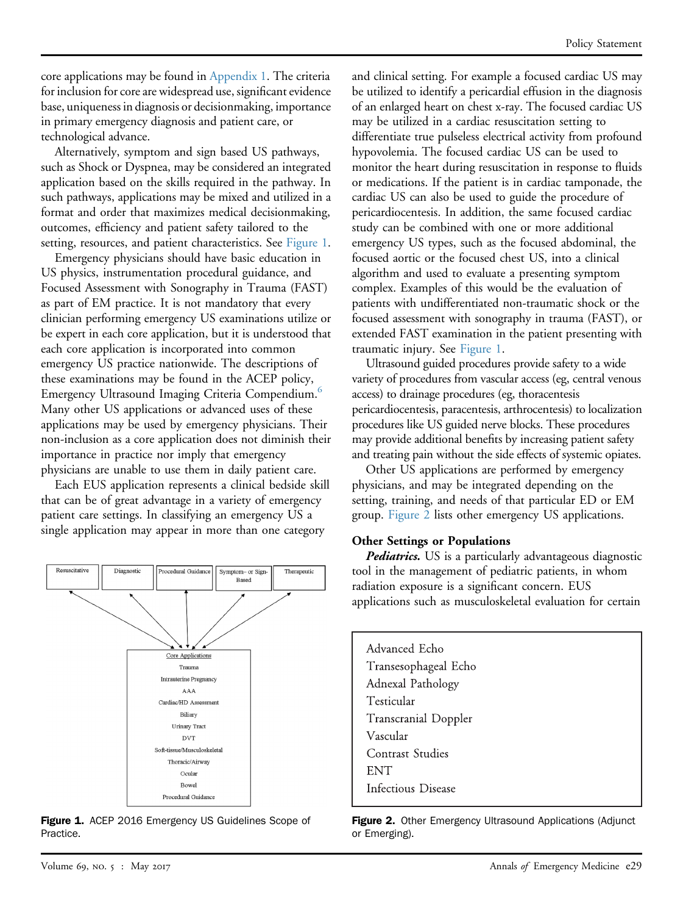core applications may be found in Appendix 1. The criteria for inclusion for core are widespread use, significant evidence base, uniqueness in diagnosis or decisionmaking, importance in primary emergency diagnosis and patient care, or technological advance.

Alternatively, symptom and sign based US pathways, such as Shock or Dyspnea, may be considered an integrated application based on the skills required in the pathway. In such pathways, applications may be mixed and utilized in a format and order that maximizes medical decisionmaking, outcomes, efficiency and patient safety tailored to the setting, resources, and patient characteristics. See Figure 1.

Emergency physicians should have basic education in US physics, instrumentation procedural guidance, and Focused Assessment with Sonography in Trauma (FAST) as part of EM practice. It is not mandatory that every clinician performing emergency US examinations utilize or be expert in each core application, but it is understood that each core application is incorporated into common emergency US practice nationwide. The descriptions of these examinations may be found in the ACEP policy, Emergency Ultrasound Imaging Criteria Compendium.[6] Many other US applications or advanced uses of these applications may be used by emergency physicians. Their non-inclusion as a core application does not diminish their importance in practice nor imply that emergency physicians are unable to use them in daily patient care.

Each EUS application represents a clinical bedside skill that can be of great advantage in a variety of emergency patient care settings. In classifying an emergency US a single application may appear in more than one category and clinical setting. For example a focused cardiac US may be utilized to identify a pericardial effusion in the diagnosis of an enlarged heart on chest x-ray. The focused cardiac US may be utilized in a cardiac resuscitation setting to differentiate true pulseless electrical activity from profound hypovolemia. The focused cardiac US can be used to monitor the heart during resuscitation in response to fluids or medications. If the patient is in cardiac tamponade, the cardiac US can also be used to guide the procedure of pericardiocentesis. In addition, the same focused cardiac study can be combined with one or more additional emergency US types, such as the focused abdominal, the focused aortic or the focused chest US, into a clinical algorithm and used to evaluate a presenting symptom complex. Examples of this would be the evaluation of patients with undifferentiated non-traumatic shock or the focused assessment with sonography in trauma (FAST), or extended FAST examination in the patient presenting with traumatic injury. See Figure 1.

Resuscitative | Diagnostic | Procedural Guidance | Symptom– or Sign-Based | Therapeutic

Core Applications
- Trauma
- Intrauterine Pregnancy
- AAA
- Cardiac/HD Assessment
- Biliary
- Urinary Tract
- DVT
- Soft-tissue/Musculoskeletal
- Thoracic/Airway
- Ocular
- Bowel
- Procedural Guidance

**Figure 1.** ACEP 2016 Emergency US Guidelines Scope of Practice.

Ultrasound guided procedures provide safety to a wide variety of procedures from vascular access (eg, central venous access) to drainage procedures (eg, thoracentesis pericardiocentesis, paracentesis, arthrocentesis) to localization procedures like US guided nerve blocks. These procedures may provide additional benefits by increasing patient safety and treating pain without the side effects of systemic opiates.

Other US applications are performed by emergency physicians, and may be integrated depending on the setting, training, and needs of that particular ED or EM group. Figure 2 lists other emergency US applications.

## Other Settings or Populations

***Pediatrics.*** US is a particularly advantageous diagnostic tool in the management of pediatric patients, in whom radiation exposure is a significant concern. EUS applications such as musculoskeletal evaluation for certain

- Advanced Echo
- Transesophageal Echo
- Adnexal Pathology
- Testicular
- Transcranial Doppler
- Vascular
- Contrast Studies
- ENT
- Infectious Disease

**Figure 2.** Other Emergency Ultrasound Applications (Adjunct or Emerging).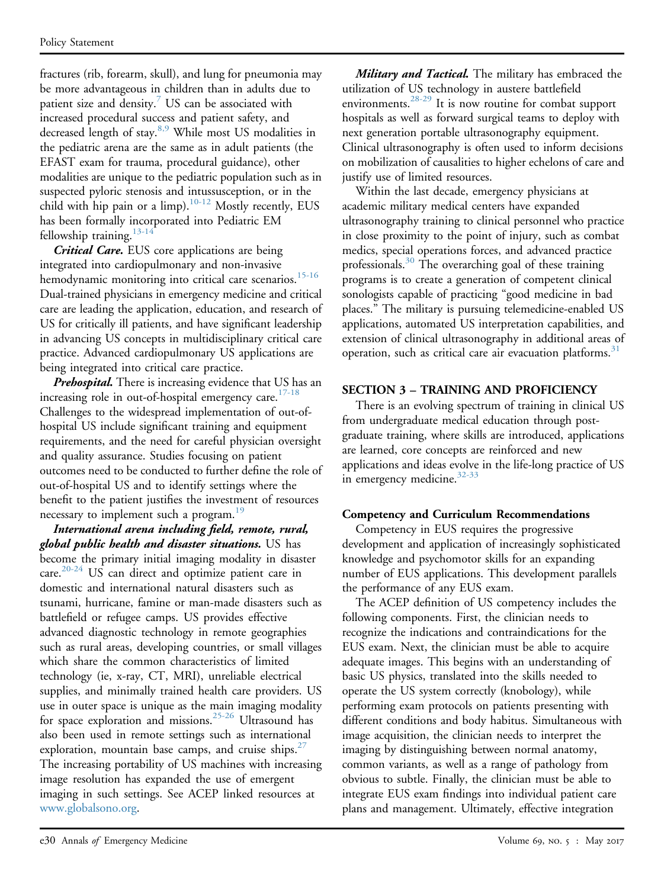fractures (rib, forearm, skull), and lung for pneumonia may be more advantageous in children than in adults due to patient size and density.[7] US can be associated with increased procedural success and patient safety, and decreased length of stay.[8,9] While most US modalities in the pediatric arena are the same as in adult patients (the EFAST exam for trauma, procedural guidance), other modalities are unique to the pediatric population such as in suspected pyloric stenosis and intussusception, or in the child with hip pain or a limp).[10-12] Mostly recently, EUS has been formally incorporated into Pediatric EM fellowship training.[13-14]

***Critical Care.*** EUS core applications are being integrated into cardiopulmonary and non-invasive hemodynamic monitoring into critical care scenarios.[15-16] Dual-trained physicians in emergency medicine and critical care are leading the application, education, and research of US for critically ill patients, and have significant leadership in advancing US concepts in multidisciplinary critical care practice. Advanced cardiopulmonary US applications are being integrated into critical care practice.

***Prehospital.*** There is increasing evidence that US has an increasing role in out-of-hospital emergency care.[17-18] Challenges to the widespread implementation of out-of-hospital US include significant training and equipment requirements, and the need for careful physician oversight and quality assurance. Studies focusing on patient outcomes need to be conducted to further define the role of out-of-hospital US and to identify settings where the benefit to the patient justifies the investment of resources necessary to implement such a program.[19]

***International arena including field, remote, rural, global public health and disaster situations.*** US has become the primary initial imaging modality in disaster care.[20-24] US can direct and optimize patient care in domestic and international natural disasters such as tsunami, hurricane, famine or man-made disasters such as battlefield or refugee camps. US provides effective advanced diagnostic technology in remote geographies such as rural areas, developing countries, or small villages which share the common characteristics of limited technology (ie, x-ray, CT, MRI), unreliable electrical supplies, and minimally trained health care providers. US use in outer space is unique as the main imaging modality for space exploration and missions.[25-26] Ultrasound has also been used in remote settings such as international exploration, mountain base camps, and cruise ships.[27] The increasing portability of US machines with increasing image resolution has expanded the use of emergent imaging in such settings. See ACEP linked resources at www.globalsono.org.

***Military and Tactical.*** The military has embraced the utilization of US technology in austere battlefield environments.[28-29] It is now routine for combat support hospitals as well as forward surgical teams to deploy with next generation portable ultrasonography equipment. Clinical ultrasonography is often used to inform decisions on mobilization of causalities to higher echelons of care and justify use of limited resources.

Within the last decade, emergency physicians at academic military medical centers have expanded ultrasonography training to clinical personnel who practice in close proximity to the point of injury, such as combat medics, special operations forces, and advanced practice professionals.[30] The overarching goal of these training programs is to create a generation of competent clinical sonologists capable of practicing "good medicine in bad places." The military is pursuing telemedicine-enabled US applications, automated US interpretation capabilities, and extension of clinical ultrasonography in additional areas of operation, such as critical care air evacuation platforms.[31]

## SECTION 3 – TRAINING AND PROFICIENCY

There is an evolving spectrum of training in clinical US from undergraduate medical education through post-graduate training, where skills are introduced, applications are learned, core concepts are reinforced and new applications and ideas evolve in the life-long practice of US in emergency medicine.[32-33]

### Competency and Curriculum Recommendations

Competency in EUS requires the progressive development and application of increasingly sophisticated knowledge and psychomotor skills for an expanding number of EUS applications. This development parallels the performance of any EUS exam.

The ACEP definition of US competency includes the following components. First, the clinician needs to recognize the indications and contraindications for the EUS exam. Next, the clinician must be able to acquire adequate images. This begins with an understanding of basic US physics, translated into the skills needed to operate the US system correctly (knobology), while performing exam protocols on patients presenting with different conditions and body habitus. Simultaneous with image acquisition, the clinician needs to interpret the imaging by distinguishing between normal anatomy, common variants, as well as a range of pathology from obvious to subtle. Finally, the clinician must be able to integrate EUS exam findings into individual patient care plans and management. Ultimately, effective integration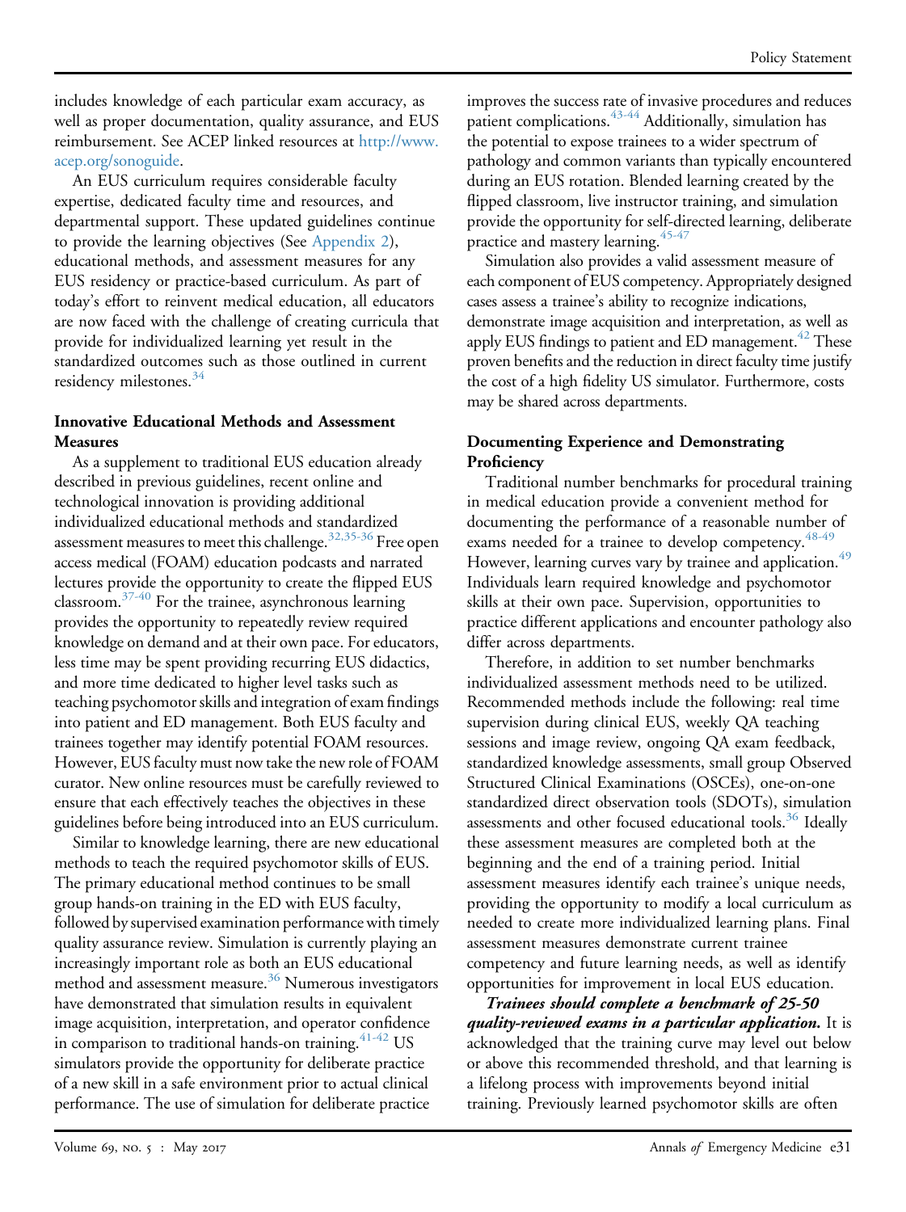includes knowledge of each particular exam accuracy, as well as proper documentation, quality assurance, and EUS reimbursement. See ACEP linked resources at http://www.acep.org/sonoguide.

An EUS curriculum requires considerable faculty expertise, dedicated faculty time and resources, and departmental support. These updated guidelines continue to provide the learning objectives (See Appendix 2), educational methods, and assessment measures for any EUS residency or practice-based curriculum. As part of today's effort to reinvent medical education, all educators are now faced with the challenge of creating curricula that provide for individualized learning yet result in the standardized outcomes such as those outlined in current residency milestones.[34]

### Innovative Educational Methods and Assessment Measures

As a supplement to traditional EUS education already described in previous guidelines, recent online and technological innovation is providing additional individualized educational methods and standardized assessment measures to meet this challenge.[32,35-36] Free open access medical (FOAM) education podcasts and narrated lectures provide the opportunity to create the flipped EUS classroom.[37-40] For the trainee, asynchronous learning provides the opportunity to repeatedly review required knowledge on demand and at their own pace. For educators, less time may be spent providing recurring EUS didactics, and more time dedicated to higher level tasks such as teaching psychomotor skills and integration of exam findings into patient and ED management. Both EUS faculty and trainees together may identify potential FOAM resources. However, EUS faculty must now take the new role of FOAM curator. New online resources must be carefully reviewed to ensure that each effectively teaches the objectives in these guidelines before being introduced into an EUS curriculum.

Similar to knowledge learning, there are new educational methods to teach the required psychomotor skills of EUS. The primary educational method continues to be small group hands-on training in the ED with EUS faculty, followed by supervised examination performance with timely quality assurance review. Simulation is currently playing an increasingly important role as both an EUS educational method and assessment measure.[36] Numerous investigators have demonstrated that simulation results in equivalent image acquisition, interpretation, and operator confidence in comparison to traditional hands-on training.[41-42] US simulators provide the opportunity for deliberate practice of a new skill in a safe environment prior to actual clinical performance. The use of simulation for deliberate practice improves the success rate of invasive procedures and reduces patient complications.[43-44] Additionally, simulation has the potential to expose trainees to a wider spectrum of pathology and common variants than typically encountered during an EUS rotation. Blended learning created by the flipped classroom, live instructor training, and simulation provide the opportunity for self-directed learning, deliberate practice and mastery learning.[45-47]

Simulation also provides a valid assessment measure of each component of EUS competency. Appropriately designed cases assess a trainee's ability to recognize indications, demonstrate image acquisition and interpretation, as well as apply EUS findings to patient and ED management.[42] These proven benefits and the reduction in direct faculty time justify the cost of a high fidelity US simulator. Furthermore, costs may be shared across departments.

### Documenting Experience and Demonstrating Proficiency

Traditional number benchmarks for procedural training in medical education provide a convenient method for documenting the performance of a reasonable number of exams needed for a trainee to develop competency.[48-49] However, learning curves vary by trainee and application.[49] Individuals learn required knowledge and psychomotor skills at their own pace. Supervision, opportunities to practice different applications and encounter pathology also differ across departments.

Therefore, in addition to set number benchmarks individualized assessment methods need to be utilized. Recommended methods include the following: real time supervision during clinical EUS, weekly QA teaching sessions and image review, ongoing QA exam feedback, standardized knowledge assessments, small group Observed Structured Clinical Examinations (OSCEs), one-on-one standardized direct observation tools (SDOTs), simulation assessments and other focused educational tools.[36] Ideally these assessment measures are completed both at the beginning and the end of a training period. Initial assessment measures identify each trainee's unique needs, providing the opportunity to modify a local curriculum as needed to create more individualized learning plans. Final assessment measures demonstrate current trainee competency and future learning needs, as well as identify opportunities for improvement in local EUS education.

***Trainees should complete a benchmark of 25-50 quality-reviewed exams in a particular application.*** It is acknowledged that the training curve may level out below or above this recommended threshold, and that learning is a lifelong process with improvements beyond initial training. Previously learned psychomotor skills are often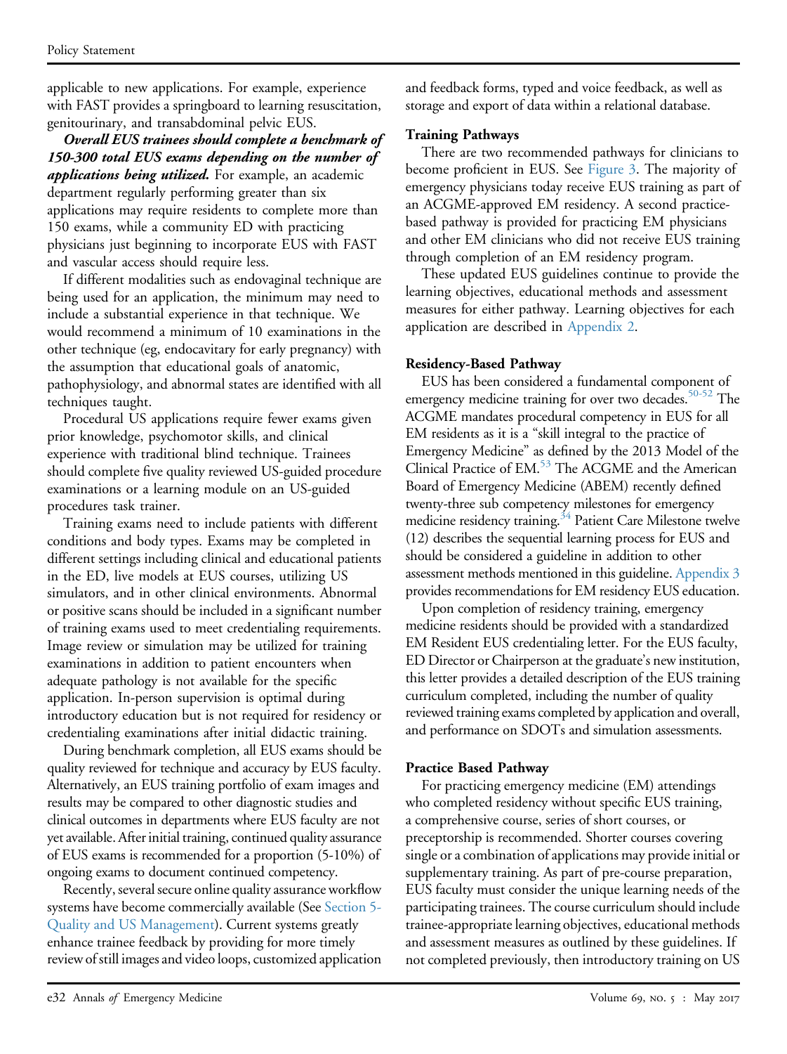applicable to new applications. For example, experience with FAST provides a springboard to learning resuscitation, genitourinary, and transabdominal pelvic EUS.

***Overall EUS trainees should complete a benchmark of 150-300 total EUS exams depending on the number of applications being utilized.*** For example, an academic department regularly performing greater than six applications may require residents to complete more than 150 exams, while a community ED with practicing physicians just beginning to incorporate EUS with FAST and vascular access should require less.

If different modalities such as endovaginal technique are being used for an application, the minimum may need to include a substantial experience in that technique. We would recommend a minimum of 10 examinations in the other technique (eg, endocavitary for early pregnancy) with the assumption that educational goals of anatomic, pathophysiology, and abnormal states are identified with all techniques taught.

Procedural US applications require fewer exams given prior knowledge, psychomotor skills, and clinical experience with traditional blind technique. Trainees should complete five quality reviewed US-guided procedure examinations or a learning module on an US-guided procedures task trainer.

Training exams need to include patients with different conditions and body types. Exams may be completed in different settings including clinical and educational patients in the ED, live models at EUS courses, utilizing US simulators, and in other clinical environments. Abnormal or positive scans should be included in a significant number of training exams used to meet credentialing requirements. Image review or simulation may be utilized for training examinations in addition to patient encounters when adequate pathology is not available for the specific application. In-person supervision is optimal during introductory education but is not required for residency or credentialing examinations after initial didactic training.

During benchmark completion, all EUS exams should be quality reviewed for technique and accuracy by EUS faculty. Alternatively, an EUS training portfolio of exam images and results may be compared to other diagnostic studies and clinical outcomes in departments where EUS faculty are not yet available. After initial training, continued quality assurance of EUS exams is recommended for a proportion (5-10%) of ongoing exams to document continued competency.

Recently, several secure online quality assurance workflow systems have become commercially available (See Section 5-Quality and US Management). Current systems greatly enhance trainee feedback by providing for more timely review of still images and video loops, customized application and feedback forms, typed and voice feedback, as well as storage and export of data within a relational database.

### Training Pathways

There are two recommended pathways for clinicians to become proficient in EUS. See Figure 3. The majority of emergency physicians today receive EUS training as part of an ACGME-approved EM residency. A second practice-based pathway is provided for practicing EM physicians and other EM clinicians who did not receive EUS training through completion of an EM residency program.

These updated EUS guidelines continue to provide the learning objectives, educational methods and assessment measures for either pathway. Learning objectives for each application are described in Appendix 2.

### Residency-Based Pathway

EUS has been considered a fundamental component of emergency medicine training for over two decades.[50-52] The ACGME mandates procedural competency in EUS for all EM residents as it is a "skill integral to the practice of Emergency Medicine" as defined by the 2013 Model of the Clinical Practice of EM.[53] The ACGME and the American Board of Emergency Medicine (ABEM) recently defined twenty-three sub competency milestones for emergency medicine residency training.[54] Patient Care Milestone twelve (12) describes the sequential learning process for EUS and should be considered a guideline in addition to other assessment methods mentioned in this guideline. Appendix 3 provides recommendations for EM residency EUS education.

Upon completion of residency training, emergency medicine residents should be provided with a standardized EM Resident EUS credentialing letter. For the EUS faculty, ED Director or Chairperson at the graduate's new institution, this letter provides a detailed description of the EUS training curriculum completed, including the number of quality reviewed training exams completed by application and overall, and performance on SDOTs and simulation assessments.

### Practice Based Pathway

For practicing emergency medicine (EM) attendings who completed residency without specific EUS training, a comprehensive course, series of short courses, or preceptorship is recommended. Shorter courses covering single or a combination of applications may provide initial or supplementary training. As part of pre-course preparation, EUS faculty must consider the unique learning needs of the participating trainees. The course curriculum should include trainee-appropriate learning objectives, educational methods and assessment measures as outlined by these guidelines. If not completed previously, then introductory training on US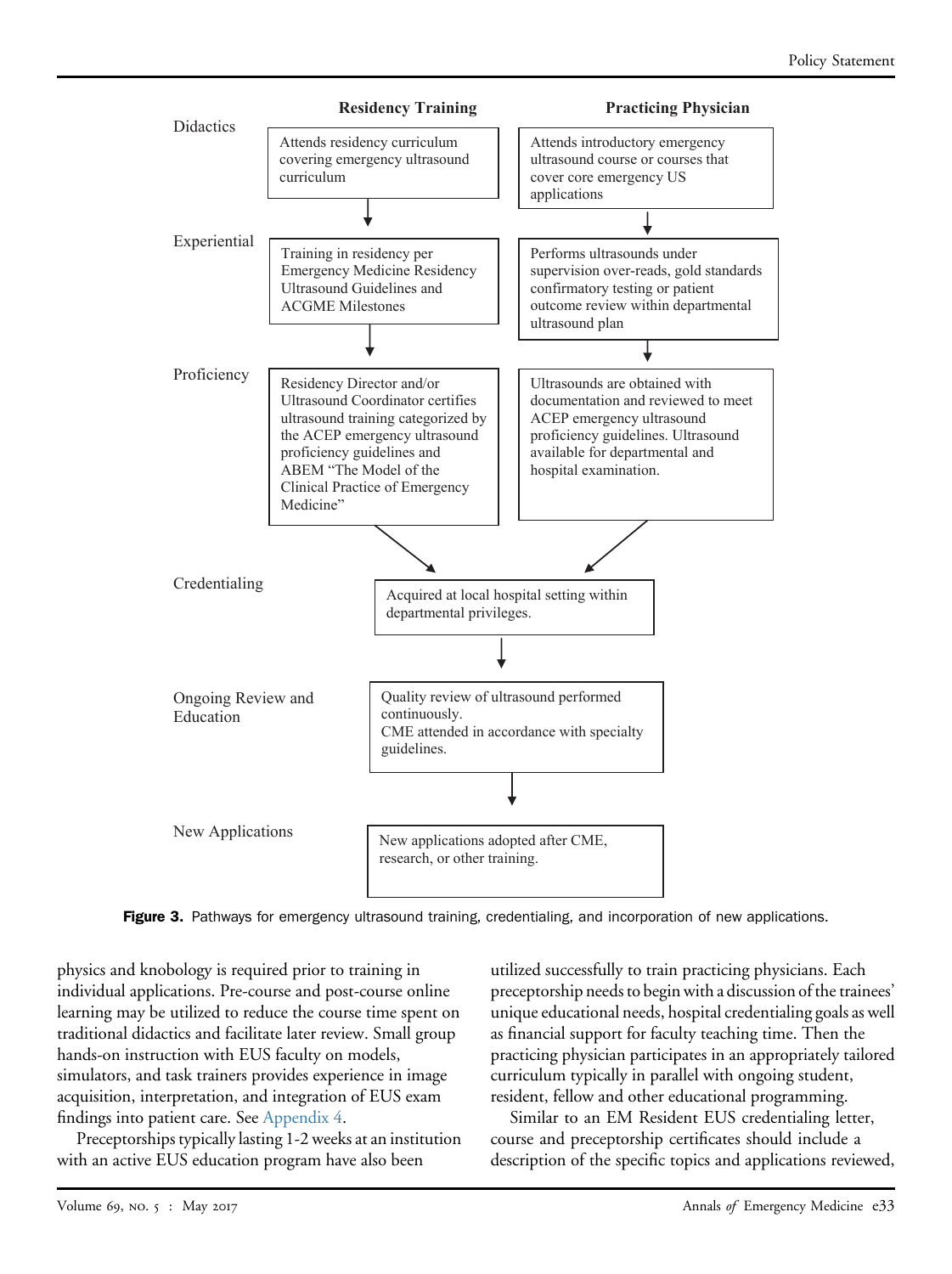| | Residency Training | Practicing Physician |
|---|---|---|
| Didactics | Attends residency curriculum covering emergency ultrasound curriculum | Attends introductory emergency ultrasound course or courses that cover core emergency US applications |
| Experiential | Training in residency per Emergency Medicine Residency Ultrasound Guidelines and ACGME Milestones | Performs ultrasounds under supervision over-reads, gold standards confirmatory testing or patient outcome review within departmental ultrasound plan |
| Proficiency | Residency Director and/or Ultrasound Coordinator certifies ultrasound training categorized by the ACEP emergency ultrasound proficiency guidelines and ABEM "The Model of the Clinical Practice of Emergency Medicine" | Ultrasounds are obtained with documentation and reviewed to meet ACEP emergency ultrasound proficiency guidelines. Ultrasound available for departmental and hospital examination. |
| Credentialing | Acquired at local hospital setting within departmental privileges. | |
| Ongoing Review and Education | Quality review of ultrasound performed continuously. CME attended in accordance with specialty guidelines. | |
| New Applications | New applications adopted after CME, research, or other training. | |

**Figure 3.** Pathways for emergency ultrasound training, credentialing, and incorporation of new applications.

physics and knobology is required prior to training in individual applications. Pre-course and post-course online learning may be utilized to reduce the course time spent on traditional didactics and facilitate later review. Small group hands-on instruction with EUS faculty on models, simulators, and task trainers provides experience in image acquisition, interpretation, and integration of EUS exam findings into patient care. See Appendix 4.

Preceptorships typically lasting 1-2 weeks at an institution with an active EUS education program have also been utilized successfully to train practicing physicians. Each preceptorship needs to begin with a discussion of the trainees' unique educational needs, hospital credentialing goals as well as financial support for faculty teaching time. Then the practicing physician participates in an appropriately tailored curriculum typically in parallel with ongoing student, resident, fellow and other educational programming.

Similar to an EM Resident EUS credentialing letter, course and preceptorship certificates should include a description of the specific topics and applications reviewed,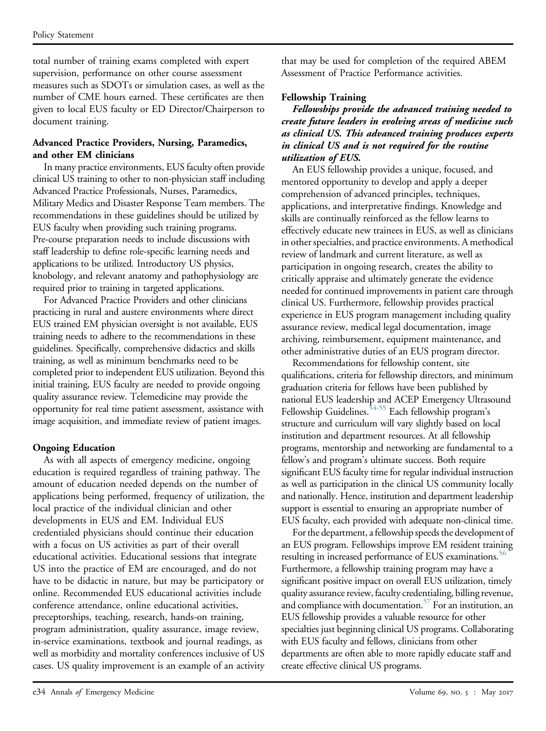total number of training exams completed with expert supervision, performance on other course assessment measures such as SDOTs or simulation cases, as well as the number of CME hours earned. These certificates are then given to local EUS faculty or ED Director/Chairperson to document training.

### Advanced Practice Providers, Nursing, Paramedics, and other EM clinicians

In many practice environments, EUS faculty often provide clinical US training to other to non-physician staff including Advanced Practice Professionals, Nurses, Paramedics, Military Medics and Disaster Response Team members. The recommendations in these guidelines should be utilized by EUS faculty when providing such training programs. Pre-course preparation needs to include discussions with staff leadership to define role-specific learning needs and applications to be utilized. Introductory US physics, knobology, and relevant anatomy and pathophysiology are required prior to training in targeted applications.

For Advanced Practice Providers and other clinicians practicing in rural and austere environments where direct EUS trained EM physician oversight is not available, EUS training needs to adhere to the recommendations in these guidelines. Specifically, comprehensive didactics and skills training, as well as minimum benchmarks need to be completed prior to independent EUS utilization. Beyond this initial training, EUS faculty are needed to provide ongoing quality assurance review. Telemedicine may provide the opportunity for real time patient assessment, assistance with image acquisition, and immediate review of patient images.

### Ongoing Education

As with all aspects of emergency medicine, ongoing education is required regardless of training pathway. The amount of education needed depends on the number of applications being performed, frequency of utilization, the local practice of the individual clinician and other developments in EUS and EM. Individual EUS credentialed physicians should continue their education with a focus on US activities as part of their overall educational activities. Educational sessions that integrate US into the practice of EM are encouraged, and do not have to be didactic in nature, but may be participatory or online. Recommended EUS educational activities include conference attendance, online educational activities, preceptorships, teaching, research, hands-on training, program administration, quality assurance, image review, in-service examinations, textbook and journal readings, as well as morbidity and mortality conferences inclusive of US cases. US quality improvement is an example of an activity that may be used for completion of the required ABEM Assessment of Practice Performance activities.

### Fellowship Training

***Fellowships provide the advanced training needed to create future leaders in evolving areas of medicine such as clinical US. This advanced training produces experts in clinical US and is not required for the routine utilization of EUS.***

An EUS fellowship provides a unique, focused, and mentored opportunity to develop and apply a deeper comprehension of advanced principles, techniques, applications, and interpretative findings. Knowledge and skills are continually reinforced as the fellow learns to effectively educate new trainees in EUS, as well as clinicians in other specialties, and practice environments. A methodical review of landmark and current literature, as well as participation in ongoing research, creates the ability to critically appraise and ultimately generate the evidence needed for continued improvements in patient care through clinical US. Furthermore, fellowship provides practical experience in EUS program management including quality assurance review, medical legal documentation, image archiving, reimbursement, equipment maintenance, and other administrative duties of an EUS program director.

Recommendations for fellowship content, site qualifications, criteria for fellowship directors, and minimum graduation criteria for fellows have been published by national EUS leadership and ACEP Emergency Ultrasound Fellowship Guidelines.[54-55] Each fellowship program's structure and curriculum will vary slightly based on local institution and department resources. At all fellowship programs, mentorship and networking are fundamental to a fellow's and program's ultimate success. Both require significant EUS faculty time for regular individual instruction as well as participation in the clinical US community locally and nationally. Hence, institution and department leadership support is essential to ensuring an appropriate number of EUS faculty, each provided with adequate non-clinical time.

For the department, a fellowship speeds the development of an EUS program. Fellowships improve EM resident training resulting in increased performance of EUS examinations.[56] Furthermore, a fellowship training program may have a significant positive impact on overall EUS utilization, timely quality assurance review, faculty credentialing, billing revenue, and compliance with documentation.[57] For an institution, an EUS fellowship provides a valuable resource for other specialties just beginning clinical US programs. Collaborating with EUS faculty and fellows, clinicians from other departments are often able to more rapidly educate staff and create effective clinical US programs.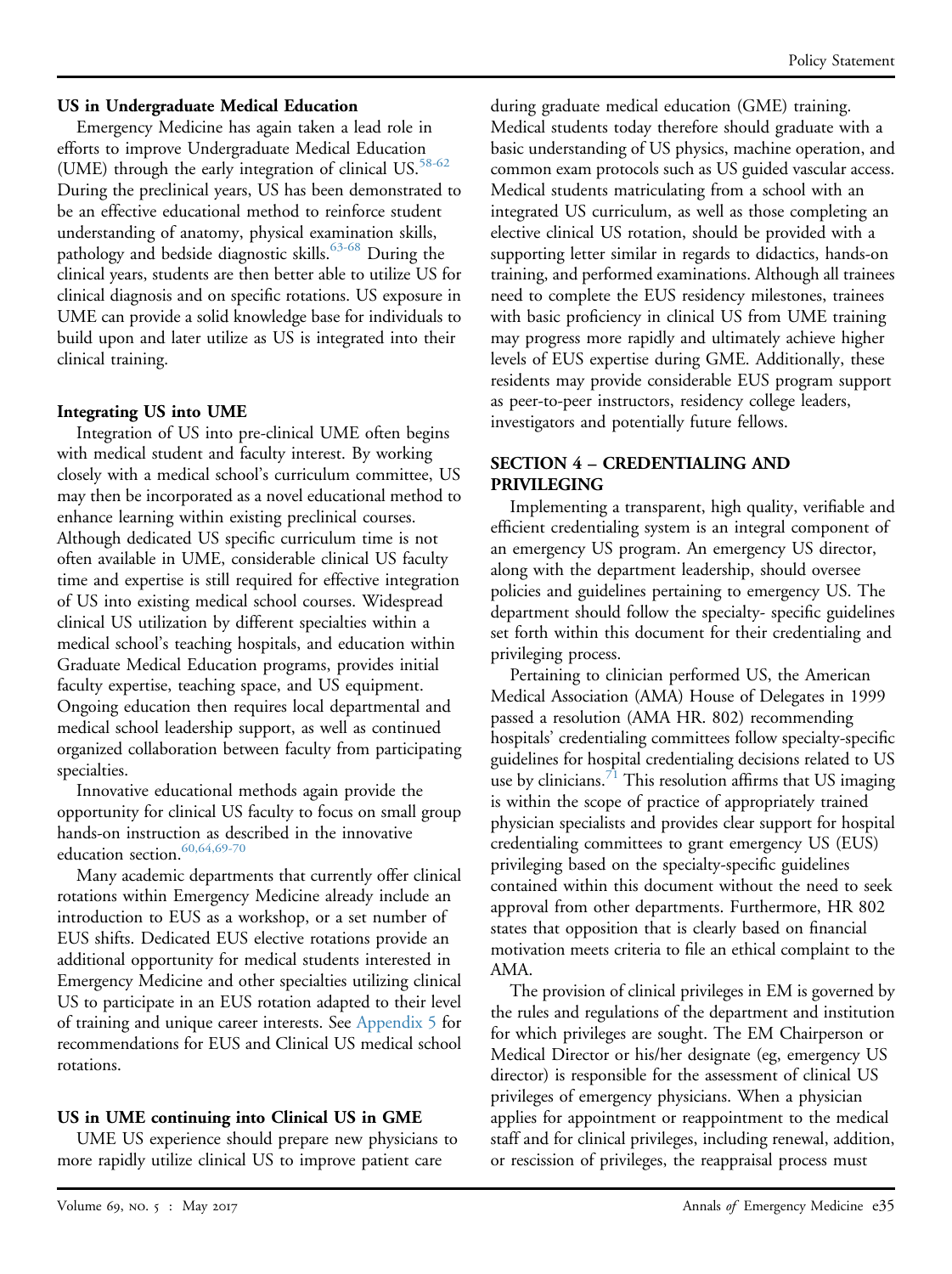### US in Undergraduate Medical Education

Emergency Medicine has again taken a lead role in efforts to improve Undergraduate Medical Education (UME) through the early integration of clinical US.[58-62] During the preclinical years, US has been demonstrated to be an effective educational method to reinforce student understanding of anatomy, physical examination skills, pathology and bedside diagnostic skills.[63-68] During the clinical years, students are then better able to utilize US for clinical diagnosis and on specific rotations. US exposure in UME can provide a solid knowledge base for individuals to build upon and later utilize as US is integrated into their clinical training.

### Integrating US into UME

Integration of US into pre-clinical UME often begins with medical student and faculty interest. By working closely with a medical school's curriculum committee, US may then be incorporated as a novel educational method to enhance learning within existing preclinical courses. Although dedicated US specific curriculum time is not often available in UME, considerable clinical US faculty time and expertise is still required for effective integration of US into existing medical school courses. Widespread clinical US utilization by different specialties within a medical school's teaching hospitals, and education within Graduate Medical Education programs, provides initial faculty expertise, teaching space, and US equipment. Ongoing education then requires local departmental and medical school leadership support, as well as continued organized collaboration between faculty from participating specialties.

Innovative educational methods again provide the opportunity for clinical US faculty to focus on small group hands-on instruction as described in the innovative education section.[60,64,69-70]

Many academic departments that currently offer clinical rotations within Emergency Medicine already include an introduction to EUS as a workshop, or a set number of EUS shifts. Dedicated EUS elective rotations provide an additional opportunity for medical students interested in Emergency Medicine and other specialties utilizing clinical US to participate in an EUS rotation adapted to their level of training and unique career interests. See Appendix 5 for recommendations for EUS and Clinical US medical school rotations.

### US in UME continuing into Clinical US in GME

UME US experience should prepare new physicians to more rapidly utilize clinical US to improve patient care during graduate medical education (GME) training. Medical students today therefore should graduate with a basic understanding of US physics, machine operation, and common exam protocols such as US guided vascular access. Medical students matriculating from a school with an integrated US curriculum, as well as those completing an elective clinical US rotation, should be provided with a supporting letter similar in regards to didactics, hands-on training, and performed examinations. Although all trainees need to complete the EUS residency milestones, trainees with basic proficiency in clinical US from UME training may progress more rapidly and ultimately achieve higher levels of EUS expertise during GME. Additionally, these residents may provide considerable EUS program support as peer-to-peer instructors, residency college leaders, investigators and potentially future fellows.

## SECTION 4 – CREDENTIALING AND PRIVILEGING

Implementing a transparent, high quality, verifiable and efficient credentialing system is an integral component of an emergency US program. An emergency US director, along with the department leadership, should oversee policies and guidelines pertaining to emergency US. The department should follow the specialty- specific guidelines set forth within this document for their credentialing and privileging process.

Pertaining to clinician performed US, the American Medical Association (AMA) House of Delegates in 1999 passed a resolution (AMA HR. 802) recommending hospitals' credentialing committees follow specialty-specific guidelines for hospital credentialing decisions related to US use by clinicians.[71] This resolution affirms that US imaging is within the scope of practice of appropriately trained physician specialists and provides clear support for hospital credentialing committees to grant emergency US (EUS) privileging based on the specialty-specific guidelines contained within this document without the need to seek approval from other departments. Furthermore, HR 802 states that opposition that is clearly based on financial motivation meets criteria to file an ethical complaint to the AMA.

The provision of clinical privileges in EM is governed by the rules and regulations of the department and institution for which privileges are sought. The EM Chairperson or Medical Director or his/her designate (eg, emergency US director) is responsible for the assessment of clinical US privileges of emergency physicians. When a physician applies for appointment or reappointment to the medical staff and for clinical privileges, including renewal, addition, or rescission of privileges, the reappraisal process must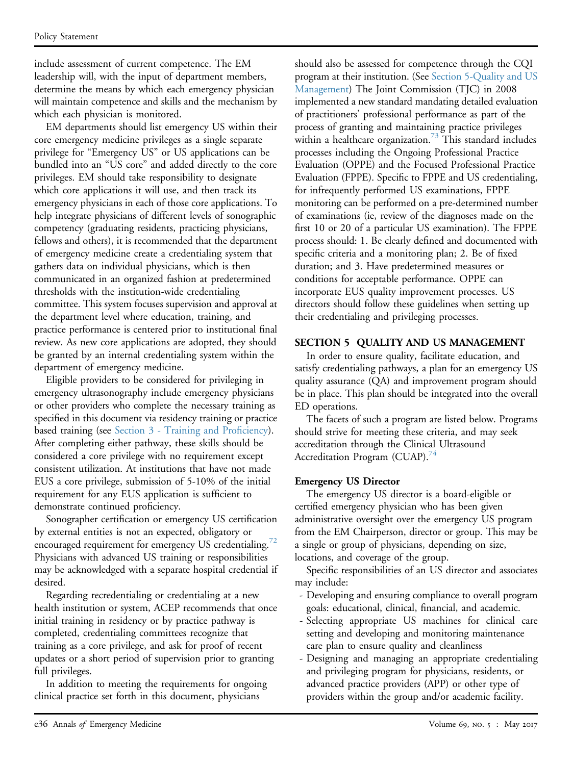include assessment of current competence. The EM leadership will, with the input of department members, determine the means by which each emergency physician will maintain competence and skills and the mechanism by which each physician is monitored.

EM departments should list emergency US within their core emergency medicine privileges as a single separate privilege for "Emergency US" or US applications can be bundled into an "US core" and added directly to the core privileges. EM should take responsibility to designate which core applications it will use, and then track its emergency physicians in each of those core applications. To help integrate physicians of different levels of sonographic competency (graduating residents, practicing physicians, fellows and others), it is recommended that the department of emergency medicine create a credentialing system that gathers data on individual physicians, which is then communicated in an organized fashion at predetermined thresholds with the institution-wide credentialing committee. This system focuses supervision and approval at the department level where education, training, and practice performance is centered prior to institutional final review. As new core applications are adopted, they should be granted by an internal credentialing system within the department of emergency medicine.

Eligible providers to be considered for privileging in emergency ultrasonography include emergency physicians or other providers who complete the necessary training as specified in this document via residency training or practice based training (see Section 3 - Training and Proficiency). After completing either pathway, these skills should be considered a core privilege with no requirement except consistent utilization. At institutions that have not made EUS a core privilege, submission of 5-10% of the initial requirement for any EUS application is sufficient to demonstrate continued proficiency.

Sonographer certification or emergency US certification by external entities is not an expected, obligatory or encouraged requirement for emergency US credentialing.[72] Physicians with advanced US training or responsibilities may be acknowledged with a separate hospital credential if desired.

Regarding recredentialing or credentialing at a new health institution or system, ACEP recommends that once initial training in residency or by practice pathway is completed, credentialing committees recognize that training as a core privilege, and ask for proof of recent updates or a short period of supervision prior to granting full privileges.

In addition to meeting the requirements for ongoing clinical practice set forth in this document, physicians should also be assessed for competence through the CQI program at their institution. (See Section 5-Quality and US Management) The Joint Commission (TJC) in 2008 implemented a new standard mandating detailed evaluation of practitioners' professional performance as part of the process of granting and maintaining practice privileges within a healthcare organization.[73] This standard includes processes including the Ongoing Professional Practice Evaluation (OPPE) and the Focused Professional Practice Evaluation (FPPE). Specific to FPPE and US credentialing, for infrequently performed US examinations, FPPE monitoring can be performed on a pre-determined number of examinations (ie, review of the diagnoses made on the first 10 or 20 of a particular US examination). The FPPE process should: 1. Be clearly defined and documented with specific criteria and a monitoring plan; 2. Be of fixed duration; and 3. Have predetermined measures or conditions for acceptable performance. OPPE can incorporate EUS quality improvement processes. US directors should follow these guidelines when setting up their credentialing and privileging processes.

## SECTION 5 QUALITY AND US MANAGEMENT

In order to ensure quality, facilitate education, and satisfy credentialing pathways, a plan for an emergency US quality assurance (QA) and improvement program should be in place. This plan should be integrated into the overall ED operations.

The facets of such a program are listed below. Programs should strive for meeting these criteria, and may seek accreditation through the Clinical Ultrasound Accreditation Program (CUAP).[74]

### Emergency US Director

The emergency US director is a board-eligible or certified emergency physician who has been given administrative oversight over the emergency US program from the EM Chairperson, director or group. This may be a single or group of physicians, depending on size, locations, and coverage of the group.

Specific responsibilities of an US director and associates may include:

- Developing and ensuring compliance to overall program goals: educational, clinical, financial, and academic.
- Selecting appropriate US machines for clinical care setting and developing and monitoring maintenance care plan to ensure quality and cleanliness
- Designing and managing an appropriate credentialing and privileging program for physicians, residents, or advanced practice providers (APP) or other type of providers within the group and/or academic facility.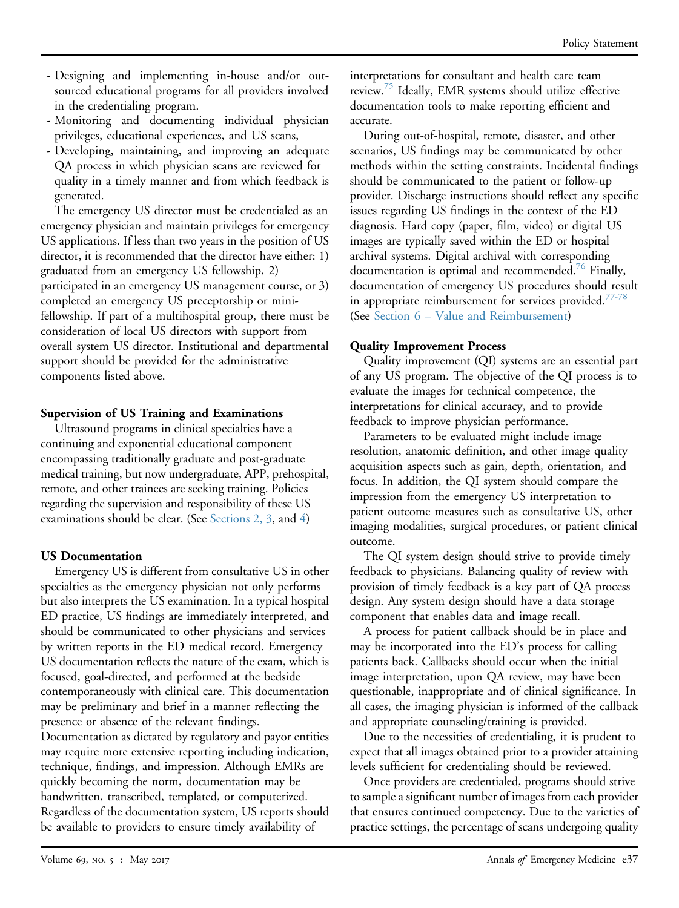- Designing and implementing in-house and/or outsourced educational programs for all providers involved in the credentialing program.
- Monitoring and documenting individual physician privileges, educational experiences, and US scans,
- Developing, maintaining, and improving an adequate QA process in which physician scans are reviewed for quality in a timely manner and from which feedback is generated.

The emergency US director must be credentialed as an emergency physician and maintain privileges for emergency US applications. If less than two years in the position of US director, it is recommended that the director have either: 1) graduated from an emergency US fellowship, 2) participated in an emergency US management course, or 3) completed an emergency US preceptorship or mini-fellowship. If part of a multihospital group, there must be consideration of local US directors with support from overall system US director. Institutional and departmental support should be provided for the administrative components listed above.

**Supervision of US Training and Examinations**

Ultrasound programs in clinical specialties have a continuing and exponential educational component encompassing traditionally graduate and post-graduate medical training, but now undergraduate, APP, prehospital, remote, and other trainees are seeking training. Policies regarding the supervision and responsibility of these US examinations should be clear. (See Sections 2, 3, and 4)

**US Documentation**

Emergency US is different from consultative US in other specialties as the emergency physician not only performs but also interprets the US examination. In a typical hospital ED practice, US findings are immediately interpreted, and should be communicated to other physicians and services by written reports in the ED medical record. Emergency US documentation reflects the nature of the exam, which is focused, goal-directed, and performed at the bedside contemporaneously with clinical care. This documentation may be preliminary and brief in a manner reflecting the presence or absence of the relevant findings. Documentation as dictated by regulatory and payor entities may require more extensive reporting including indication, technique, findings, and impression. Although EMRs are quickly becoming the norm, documentation may be handwritten, transcribed, templated, or computerized. Regardless of the documentation system, US reports should be available to providers to ensure timely availability of interpretations for consultant and health care team review.[75] Ideally, EMR systems should utilize effective documentation tools to make reporting efficient and accurate.

During out-of-hospital, remote, disaster, and other scenarios, US findings may be communicated by other methods within the setting constraints. Incidental findings should be communicated to the patient or follow-up provider. Discharge instructions should reflect any specific issues regarding US findings in the context of the ED diagnosis. Hard copy (paper, film, video) or digital US images are typically saved within the ED or hospital archival systems. Digital archival with corresponding documentation is optimal and recommended.[76] Finally, documentation of emergency US procedures should result in appropriate reimbursement for services provided.[77-78] (See Section 6 – Value and Reimbursement)

**Quality Improvement Process**

Quality improvement (QI) systems are an essential part of any US program. The objective of the QI process is to evaluate the images for technical competence, the interpretations for clinical accuracy, and to provide feedback to improve physician performance.

Parameters to be evaluated might include image resolution, anatomic definition, and other image quality acquisition aspects such as gain, depth, orientation, and focus. In addition, the QI system should compare the impression from the emergency US interpretation to patient outcome measures such as consultative US, other imaging modalities, surgical procedures, or patient clinical outcome.

The QI system design should strive to provide timely feedback to physicians. Balancing quality of review with provision of timely feedback is a key part of QA process design. Any system design should have a data storage component that enables data and image recall.

A process for patient callback should be in place and may be incorporated into the ED's process for calling patients back. Callbacks should occur when the initial image interpretation, upon QA review, may have been questionable, inappropriate and of clinical significance. In all cases, the imaging physician is informed of the callback and appropriate counseling/training is provided.

Due to the necessities of credentialing, it is prudent to expect that all images obtained prior to a provider attaining levels sufficient for credentialing should be reviewed.

Once providers are credentialed, programs should strive to sample a significant number of images from each provider that ensures continued competency. Due to the varieties of practice settings, the percentage of scans undergoing quality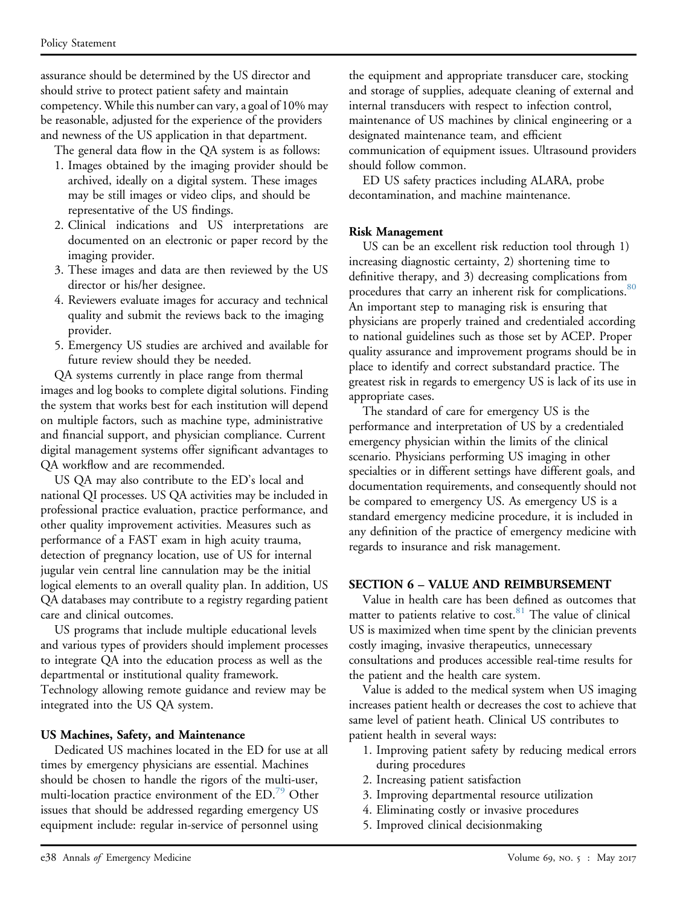assurance should be determined by the US director and should strive to protect patient safety and maintain competency. While this number can vary, a goal of 10% may be reasonable, adjusted for the experience of the providers and newness of the US application in that department.

The general data flow in the QA system is as follows:

1. Images obtained by the imaging provider should be archived, ideally on a digital system. These images may be still images or video clips, and should be representative of the US findings.
2. Clinical indications and US interpretations are documented on an electronic or paper record by the imaging provider.
3. These images and data are then reviewed by the US director or his/her designee.
4. Reviewers evaluate images for accuracy and technical quality and submit the reviews back to the imaging provider.
5. Emergency US studies are archived and available for future review should they be needed.

QA systems currently in place range from thermal images and log books to complete digital solutions. Finding the system that works best for each institution will depend on multiple factors, such as machine type, administrative and financial support, and physician compliance. Current digital management systems offer significant advantages to QA workflow and are recommended.

US QA may also contribute to the ED's local and national QI processes. US QA activities may be included in professional practice evaluation, practice performance, and other quality improvement activities. Measures such as performance of a FAST exam in high acuity trauma, detection of pregnancy location, use of US for internal jugular vein central line cannulation may be the initial logical elements to an overall quality plan. In addition, US QA databases may contribute to a registry regarding patient care and clinical outcomes.

US programs that include multiple educational levels and various types of providers should implement processes to integrate QA into the education process as well as the departmental or institutional quality framework. Technology allowing remote guidance and review may be integrated into the US QA system.

### US Machines, Safety, and Maintenance

Dedicated US machines located in the ED for use at all times by emergency physicians are essential. Machines should be chosen to handle the rigors of the multi-user, multi-location practice environment of the ED.[79] Other issues that should be addressed regarding emergency US equipment include: regular in-service of personnel using the equipment and appropriate transducer care, stocking and storage of supplies, adequate cleaning of external and internal transducers with respect to infection control, maintenance of US machines by clinical engineering or a designated maintenance team, and efficient communication of equipment issues. Ultrasound providers should follow common.

ED US safety practices including ALARA, probe decontamination, and machine maintenance.

### Risk Management

US can be an excellent risk reduction tool through 1) increasing diagnostic certainty, 2) shortening time to definitive therapy, and 3) decreasing complications from procedures that carry an inherent risk for complications.[80] An important step to managing risk is ensuring that physicians are properly trained and credentialed according to national guidelines such as those set by ACEP. Proper quality assurance and improvement programs should be in place to identify and correct substandard practice. The greatest risk in regards to emergency US is lack of its use in appropriate cases.

The standard of care for emergency US is the performance and interpretation of US by a credentialed emergency physician within the limits of the clinical scenario. Physicians performing US imaging in other specialties or in different settings have different goals, and documentation requirements, and consequently should not be compared to emergency US. As emergency US is a standard emergency medicine procedure, it is included in any definition of the practice of emergency medicine with regards to insurance and risk management.

## SECTION 6 – VALUE AND REIMBURSEMENT

Value in health care has been defined as outcomes that matter to patients relative to cost.[81] The value of clinical US is maximized when time spent by the clinician prevents costly imaging, invasive therapeutics, unnecessary consultations and produces accessible real-time results for the patient and the health care system.

Value is added to the medical system when US imaging increases patient health or decreases the cost to achieve that same level of patient heath. Clinical US contributes to patient health in several ways:

1. Improving patient safety by reducing medical errors during procedures
2. Increasing patient satisfaction
3. Improving departmental resource utilization
4. Eliminating costly or invasive procedures
5. Improved clinical decisionmaking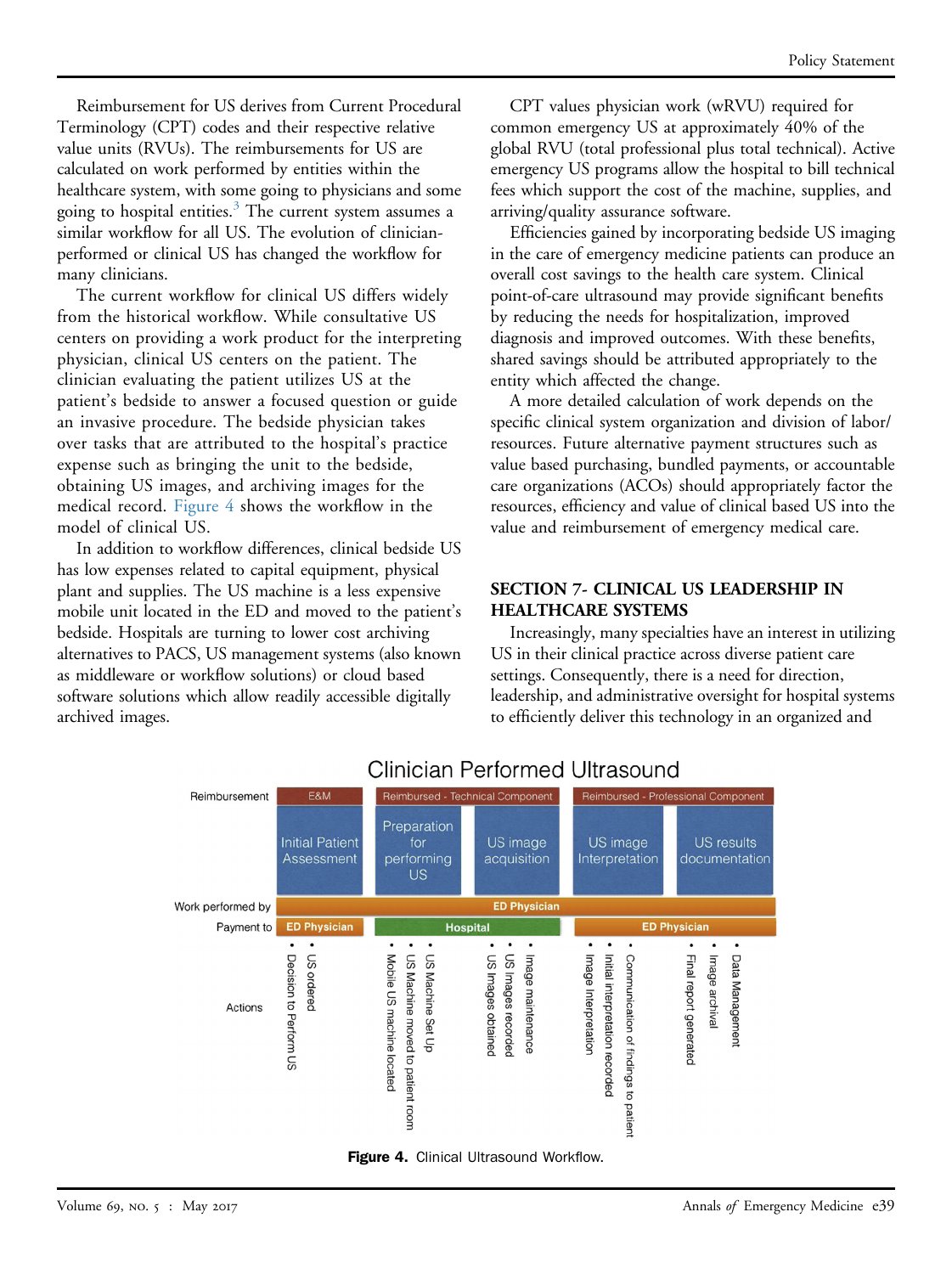Reimbursement for US derives from Current Procedural Terminology (CPT) codes and their respective relative value units (RVUs). The reimbursements for US are calculated on work performed by entities within the healthcare system, with some going to physicians and some going to hospital entities.[3] The current system assumes a similar workflow for all US. The evolution of clinician-performed or clinical US has changed the workflow for many clinicians.

The current workflow for clinical US differs widely from the historical workflow. While consultative US centers on providing a work product for the interpreting physician, clinical US centers on the patient. The clinician evaluating the patient utilizes US at the patient's bedside to answer a focused question or guide an invasive procedure. The bedside physician takes over tasks that are attributed to the hospital's practice expense such as bringing the unit to the bedside, obtaining US images, and archiving images for the medical record. Figure 4 shows the workflow in the model of clinical US.

In addition to workflow differences, clinical bedside US has low expenses related to capital equipment, physical plant and supplies. The US machine is a less expensive mobile unit located in the ED and moved to the patient's bedside. Hospitals are turning to lower cost archiving alternatives to PACS, US management systems (also known as middleware or workflow solutions) or cloud based software solutions which allow readily accessible digitally archived images.

CPT values physician work (wRVU) required for common emergency US at approximately 40% of the global RVU (total professional plus total technical). Active emergency US programs allow the hospital to bill technical fees which support the cost of the machine, supplies, and arriving/quality assurance software.

Efficiencies gained by incorporating bedside US imaging in the care of emergency medicine patients can produce an overall cost savings to the health care system. Clinical point-of-care ultrasound may provide significant benefits by reducing the needs for hospitalization, improved diagnosis and improved outcomes. With these benefits, shared savings should be attributed appropriately to the entity which affected the change.

A more detailed calculation of work depends on the specific clinical system organization and division of labor/resources. Future alternative payment structures such as value based purchasing, bundled payments, or accountable care organizations (ACOs) should appropriately factor the resources, efficiency and value of clinical based US into the value and reimbursement of emergency medical care.

## SECTION 7- CLINICAL US LEADERSHIP IN HEALTHCARE SYSTEMS

Increasingly, many specialties have an interest in utilizing US in their clinical practice across diverse patient care settings. Consequently, there is a need for direction, leadership, and administrative oversight for hospital systems to efficiently deliver this technology in an organized and

Clinician Performed Ultrasound

Reimbursement: E&M | Reimbursed - Technical Component | Reimbursed - Professional Component

Initial Patient Assessment | Preparation for performing US | US image acquisition | US image Interpretation | US results documentation

Work performed by: ED Physician

Payment to: ED Physician | Hospital | ED Physician

Actions:
- US ordered
- Decision to Perform US
- US Machine Set Up
- US Machine moved to patient room
- Mobile US machine located
- Image maintenance
- US Images recorded
- US Images obtained
- Communication of findings to patient
- Initial interpretation recorded
- Image Interpretation
- Data Management
- Image archival
- Final report generated

**Figure 4.** Clinical Ultrasound Workflow.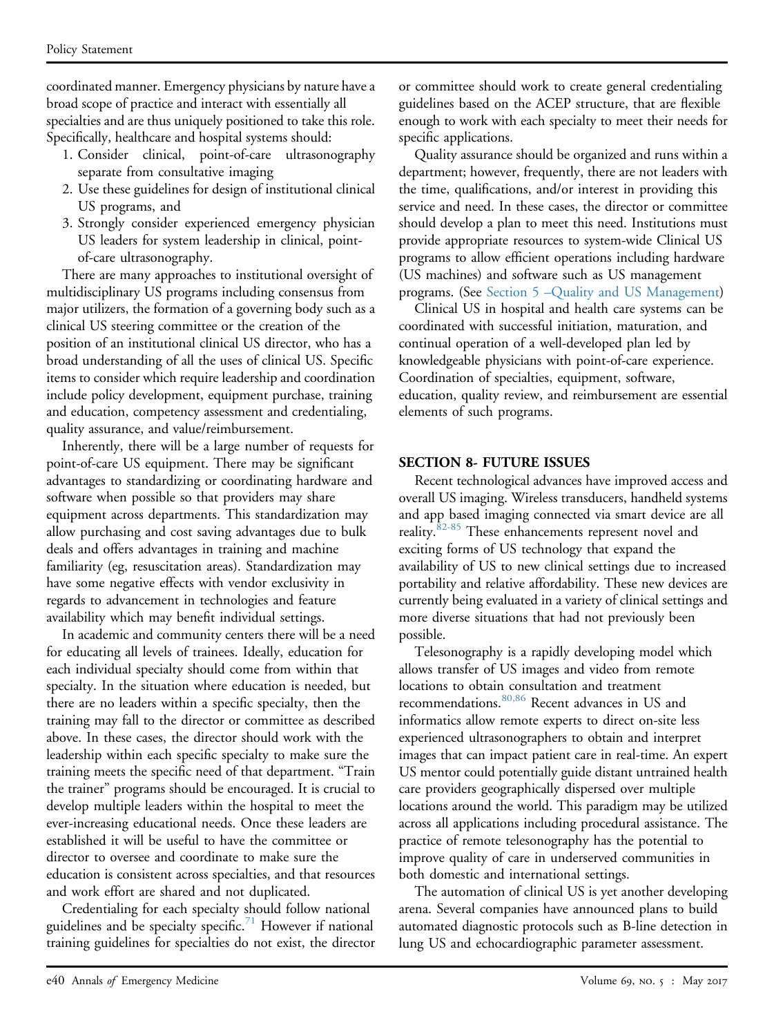coordinated manner. Emergency physicians by nature have a broad scope of practice and interact with essentially all specialties and are thus uniquely positioned to take this role. Specifically, healthcare and hospital systems should:

1. Consider clinical, point-of-care ultrasonography separate from consultative imaging
2. Use these guidelines for design of institutional clinical US programs, and
3. Strongly consider experienced emergency physician US leaders for system leadership in clinical, point-of-care ultrasonography.

There are many approaches to institutional oversight of multidisciplinary US programs including consensus from major utilizers, the formation of a governing body such as a clinical US steering committee or the creation of the position of an institutional clinical US director, who has a broad understanding of all the uses of clinical US. Specific items to consider which require leadership and coordination include policy development, equipment purchase, training and education, competency assessment and credentialing, quality assurance, and value/reimbursement.

Inherently, there will be a large number of requests for point-of-care US equipment. There may be significant advantages to standardizing or coordinating hardware and software when possible so that providers may share equipment across departments. This standardization may allow purchasing and cost saving advantages due to bulk deals and offers advantages in training and machine familiarity (eg, resuscitation areas). Standardization may have some negative effects with vendor exclusivity in regards to advancement in technologies and feature availability which may benefit individual settings.

In academic and community centers there will be a need for educating all levels of trainees. Ideally, education for each individual specialty should come from within that specialty. In the situation where education is needed, but there are no leaders within a specific specialty, then the training may fall to the director or committee as described above. In these cases, the director should work with the leadership within each specific specialty to make sure the training meets the specific need of that department. "Train the trainer" programs should be encouraged. It is crucial to develop multiple leaders within the hospital to meet the ever-increasing educational needs. Once these leaders are established it will be useful to have the committee or director to oversee and coordinate to make sure the education is consistent across specialties, and that resources and work effort are shared and not duplicated.

Credentialing for each specialty should follow national guidelines and be specialty specific.[71] However if national training guidelines for specialties do not exist, the director or committee should work to create general credentialing guidelines based on the ACEP structure, that are flexible enough to work with each specialty to meet their needs for specific applications.

Quality assurance should be organized and runs within a department; however, frequently, there are not leaders with the time, qualifications, and/or interest in providing this service and need. In these cases, the director or committee should develop a plan to meet this need. Institutions must provide appropriate resources to system-wide Clinical US programs to allow efficient operations including hardware (US machines) and software such as US management programs. (See Section 5 –Quality and US Management)

Clinical US in hospital and health care systems can be coordinated with successful initiation, maturation, and continual operation of a well-developed plan led by knowledgeable physicians with point-of-care experience. Coordination of specialties, equipment, software, education, quality review, and reimbursement are essential elements of such programs.

## SECTION 8- FUTURE ISSUES

Recent technological advances have improved access and overall US imaging. Wireless transducers, handheld systems and app based imaging connected via smart device are all reality.[82-85] These enhancements represent novel and exciting forms of US technology that expand the availability of US to new clinical settings due to increased portability and relative affordability. These new devices are currently being evaluated in a variety of clinical settings and more diverse situations that had not previously been possible.

Telesonography is a rapidly developing model which allows transfer of US images and video from remote locations to obtain consultation and treatment recommendations.[80,86] Recent advances in US and informatics allow remote experts to direct on-site less experienced ultrasonographers to obtain and interpret images that can impact patient care in real-time. An expert US mentor could potentially guide distant untrained health care providers geographically dispersed over multiple locations around the world. This paradigm may be utilized across all applications including procedural assistance. The practice of remote telesonography has the potential to improve quality of care in underserved communities in both domestic and international settings.

The automation of clinical US is yet another developing arena. Several companies have announced plans to build automated diagnostic protocols such as B-line detection in lung US and echocardiographic parameter assessment.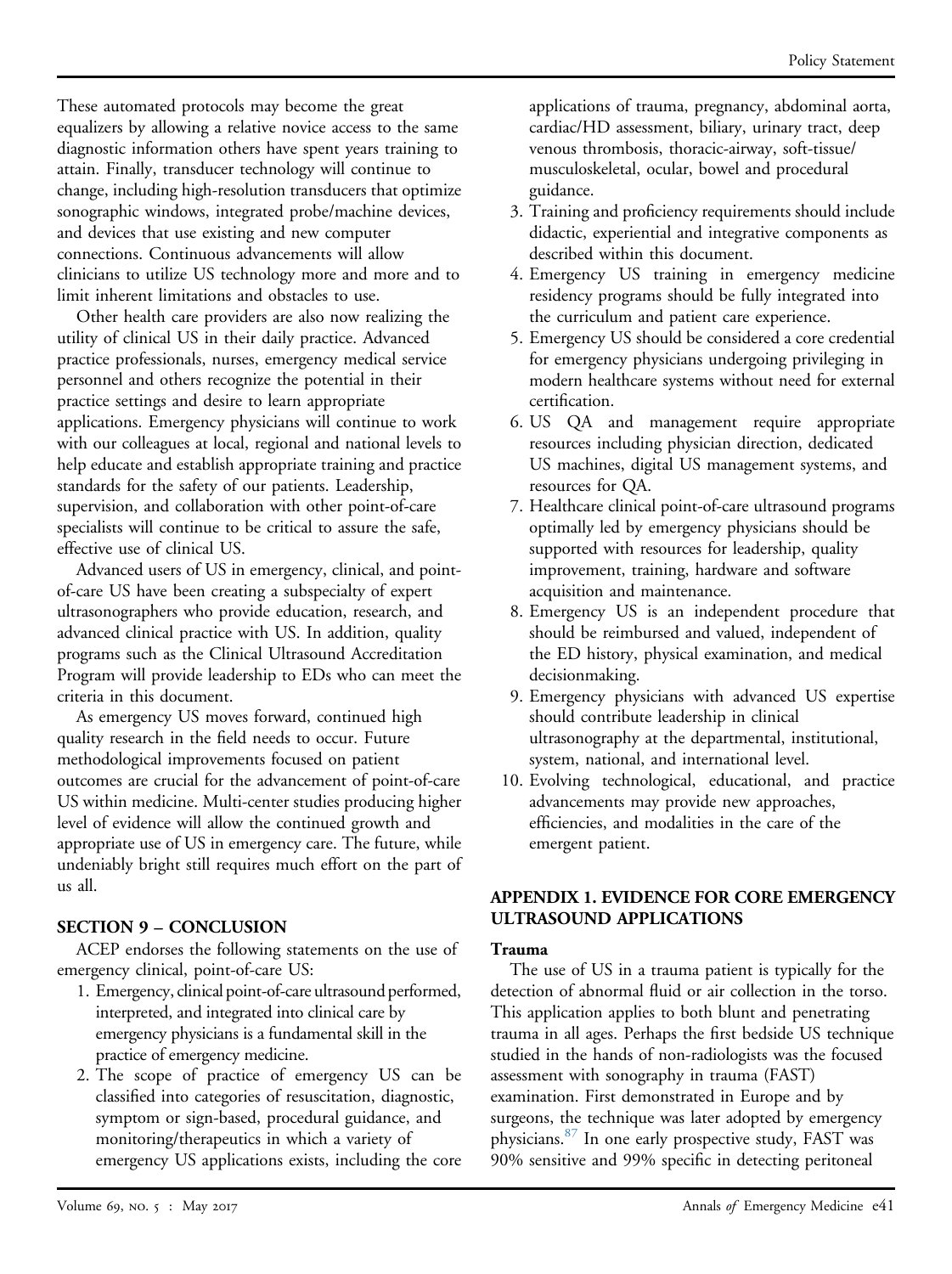These automated protocols may become the great equalizers by allowing a relative novice access to the same diagnostic information others have spent years training to attain. Finally, transducer technology will continue to change, including high-resolution transducers that optimize sonographic windows, integrated probe/machine devices, and devices that use existing and new computer connections. Continuous advancements will allow clinicians to utilize US technology more and more and to limit inherent limitations and obstacles to use.

Other health care providers are also now realizing the utility of clinical US in their daily practice. Advanced practice professionals, nurses, emergency medical service personnel and others recognize the potential in their practice settings and desire to learn appropriate applications. Emergency physicians will continue to work with our colleagues at local, regional and national levels to help educate and establish appropriate training and practice standards for the safety of our patients. Leadership, supervision, and collaboration with other point-of-care specialists will continue to be critical to assure the safe, effective use of clinical US.

Advanced users of US in emergency, clinical, and point-of-care US have been creating a subspecialty of expert ultrasonographers who provide education, research, and advanced clinical practice with US. In addition, quality programs such as the Clinical Ultrasound Accreditation Program will provide leadership to EDs who can meet the criteria in this document.

As emergency US moves forward, continued high quality research in the field needs to occur. Future methodological improvements focused on patient outcomes are crucial for the advancement of point-of-care US within medicine. Multi-center studies producing higher level of evidence will allow the continued growth and appropriate use of US in emergency care. The future, while undeniably bright still requires much effort on the part of us all.

## SECTION 9 – CONCLUSION

ACEP endorses the following statements on the use of emergency clinical, point-of-care US:

1. Emergency, clinical point-of-care ultrasound performed, interpreted, and integrated into clinical care by emergency physicians is a fundamental skill in the practice of emergency medicine.
2. The scope of practice of emergency US can be classified into categories of resuscitation, diagnostic, symptom or sign-based, procedural guidance, and monitoring/therapeutics in which a variety of emergency US applications exists, including the core applications of trauma, pregnancy, abdominal aorta, cardiac/HD assessment, biliary, urinary tract, deep venous thrombosis, thoracic-airway, soft-tissue/musculoskeletal, ocular, bowel and procedural guidance.
3. Training and proficiency requirements should include didactic, experiential and integrative components as described within this document.
4. Emergency US training in emergency medicine residency programs should be fully integrated into the curriculum and patient care experience.
5. Emergency US should be considered a core credential for emergency physicians undergoing privileging in modern healthcare systems without need for external certification.
6. US QA and management require appropriate resources including physician direction, dedicated US machines, digital US management systems, and resources for QA.
7. Healthcare clinical point-of-care ultrasound programs optimally led by emergency physicians should be supported with resources for leadership, quality improvement, training, hardware and software acquisition and maintenance.
8. Emergency US is an independent procedure that should be reimbursed and valued, independent of the ED history, physical examination, and medical decisionmaking.
9. Emergency physicians with advanced US expertise should contribute leadership in clinical ultrasonography at the departmental, institutional, system, national, and international level.
10. Evolving technological, educational, and practice advancements may provide new approaches, efficiencies, and modalities in the care of the emergent patient.

## APPENDIX 1. EVIDENCE FOR CORE EMERGENCY ULTRASOUND APPLICATIONS

### Trauma

The use of US in a trauma patient is typically for the detection of abnormal fluid or air collection in the torso. This application applies to both blunt and penetrating trauma in all ages. Perhaps the first bedside US technique studied in the hands of non-radiologists was the focused assessment with sonography in trauma (FAST) examination. First demonstrated in Europe and by surgeons, the technique was later adopted by emergency physicians.[87] In one early prospective study, FAST was 90% sensitive and 99% specific in detecting peritoneal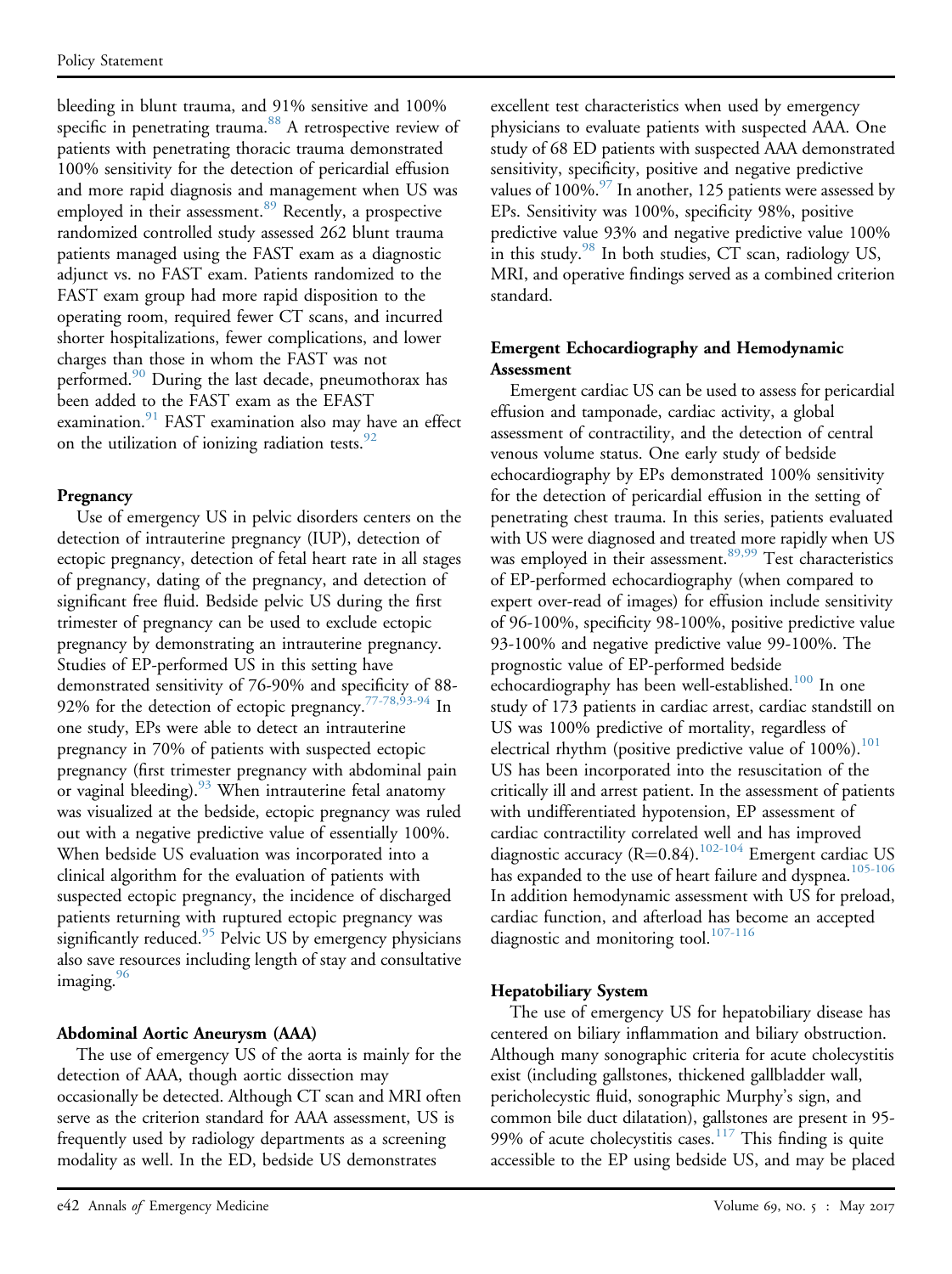bleeding in blunt trauma, and 91% sensitive and 100% specific in penetrating trauma.[88] A retrospective review of patients with penetrating thoracic trauma demonstrated 100% sensitivity for the detection of pericardial effusion and more rapid diagnosis and management when US was employed in their assessment.[89] Recently, a prospective randomized controlled study assessed 262 blunt trauma patients managed using the FAST exam as a diagnostic adjunct vs. no FAST exam. Patients randomized to the FAST exam group had more rapid disposition to the operating room, required fewer CT scans, and incurred shorter hospitalizations, fewer complications, and lower charges than those in whom the FAST was not performed.[90] During the last decade, pneumothorax has been added to the FAST exam as the EFAST examination.[91] FAST examination also may have an effect on the utilization of ionizing radiation tests.[92]

**Pregnancy**

Use of emergency US in pelvic disorders centers on the detection of intrauterine pregnancy (IUP), detection of ectopic pregnancy, detection of fetal heart rate in all stages of pregnancy, dating of the pregnancy, and detection of significant free fluid. Bedside pelvic US during the first trimester of pregnancy can be used to exclude ectopic pregnancy by demonstrating an intrauterine pregnancy. Studies of EP-performed US in this setting have demonstrated sensitivity of 76-90% and specificity of 88-92% for the detection of ectopic pregnancy.[77-78,93-94] In one study, EPs were able to detect an intrauterine pregnancy in 70% of patients with suspected ectopic pregnancy (first trimester pregnancy with abdominal pain or vaginal bleeding).[93] When intrauterine fetal anatomy was visualized at the bedside, ectopic pregnancy was ruled out with a negative predictive value of essentially 100%. When bedside US evaluation was incorporated into a clinical algorithm for the evaluation of patients with suspected ectopic pregnancy, the incidence of discharged patients returning with ruptured ectopic pregnancy was significantly reduced.[95] Pelvic US by emergency physicians also save resources including length of stay and consultative imaging.[96]

**Abdominal Aortic Aneurysm (AAA)**

The use of emergency US of the aorta is mainly for the detection of AAA, though aortic dissection may occasionally be detected. Although CT scan and MRI often serve as the criterion standard for AAA assessment, US is frequently used by radiology departments as a screening modality as well. In the ED, bedside US demonstrates excellent test characteristics when used by emergency physicians to evaluate patients with suspected AAA. One study of 68 ED patients with suspected AAA demonstrated sensitivity, specificity, positive and negative predictive values of 100%.[97] In another, 125 patients were assessed by EPs. Sensitivity was 100%, specificity 98%, positive predictive value 93% and negative predictive value 100% in this study.[98] In both studies, CT scan, radiology US, MRI, and operative findings served as a combined criterion standard.

**Emergent Echocardiography and Hemodynamic Assessment**

Emergent cardiac US can be used to assess for pericardial effusion and tamponade, cardiac activity, a global assessment of contractility, and the detection of central venous volume status. One early study of bedside echocardiography by EPs demonstrated 100% sensitivity for the detection of pericardial effusion in the setting of penetrating chest trauma. In this series, patients evaluated with US were diagnosed and treated more rapidly when US was employed in their assessment.[89,99] Test characteristics of EP-performed echocardiography (when compared to expert over-read of images) for effusion include sensitivity of 96-100%, specificity 98-100%, positive predictive value 93-100% and negative predictive value 99-100%. The prognostic value of EP-performed bedside echocardiography has been well-established.[100] In one study of 173 patients in cardiac arrest, cardiac standstill on US was 100% predictive of mortality, regardless of electrical rhythm (positive predictive value of 100%).[101] US has been incorporated into the resuscitation of the critically ill and arrest patient. In the assessment of patients with undifferentiated hypotension, EP assessment of cardiac contractility correlated well and has improved diagnostic accuracy ($R=0.84$).[102-104] Emergent cardiac US has expanded to the use of heart failure and dyspnea.[105-106] In addition hemodynamic assessment with US for preload, cardiac function, and afterload has become an accepted diagnostic and monitoring tool.[107-116]

**Hepatobiliary System**

The use of emergency US for hepatobiliary disease has centered on biliary inflammation and biliary obstruction. Although many sonographic criteria for acute cholecystitis exist (including gallstones, thickened gallbladder wall, pericholecystic fluid, sonographic Murphy's sign, and common bile duct dilatation), gallstones are present in 95-99% of acute cholecystitis cases.[117] This finding is quite accessible to the EP using bedside US, and may be placed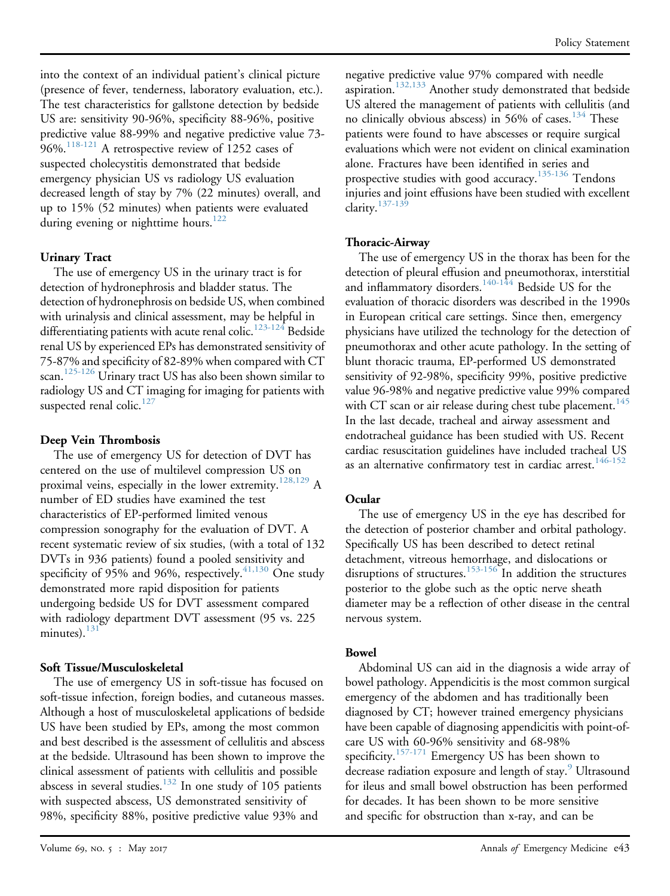into the context of an individual patient's clinical picture (presence of fever, tenderness, laboratory evaluation, etc.). The test characteristics for gallstone detection by bedside US are: sensitivity 90-96%, specificity 88-96%, positive predictive value 88-99% and negative predictive value 73-96%.[118-121] A retrospective review of 1252 cases of suspected cholecystitis demonstrated that bedside emergency physician US vs radiology US evaluation decreased length of stay by 7% (22 minutes) overall, and up to 15% (52 minutes) when patients were evaluated during evening or nighttime hours.[122]

**Urinary Tract**

The use of emergency US in the urinary tract is for detection of hydronephrosis and bladder status. The detection of hydronephrosis on bedside US, when combined with urinalysis and clinical assessment, may be helpful in differentiating patients with acute renal colic.[123-124] Bedside renal US by experienced EPs has demonstrated sensitivity of 75-87% and specificity of 82-89% when compared with CT scan.[125-126] Urinary tract US has also been shown similar to radiology US and CT imaging for imaging for patients with suspected renal colic.[127]

**Deep Vein Thrombosis**

The use of emergency US for detection of DVT has centered on the use of multilevel compression US on proximal veins, especially in the lower extremity.[128,129] A number of ED studies have examined the test characteristics of EP-performed limited venous compression sonography for the evaluation of DVT. A recent systematic review of six studies, (with a total of 132 DVTs in 936 patients) found a pooled sensitivity and specificity of 95% and 96%, respectively.[41,130] One study demonstrated more rapid disposition for patients undergoing bedside US for DVT assessment compared with radiology department DVT assessment (95 vs. 225 minutes).[131]

**Soft Tissue/Musculoskeletal**

The use of emergency US in soft-tissue has focused on soft-tissue infection, foreign bodies, and cutaneous masses. Although a host of musculoskeletal applications of bedside US have been studied by EPs, among the most common and best described is the assessment of cellulitis and abscess at the bedside. Ultrasound has been shown to improve the clinical assessment of patients with cellulitis and possible abscess in several studies.[132] In one study of 105 patients with suspected abscess, US demonstrated sensitivity of 98%, specificity 88%, positive predictive value 93% and negative predictive value 97% compared with needle aspiration.[132,133] Another study demonstrated that bedside US altered the management of patients with cellulitis (and no clinically obvious abscess) in 56% of cases.[134] These patients were found to have abscesses or require surgical evaluations which were not evident on clinical examination alone. Fractures have been identified in series and prospective studies with good accuracy.[135-136] Tendons injuries and joint effusions have been studied with excellent clarity.[137-139]

**Thoracic-Airway**

The use of emergency US in the thorax has been for the detection of pleural effusion and pneumothorax, interstitial and inflammatory disorders.[140-144] Bedside US for the evaluation of thoracic disorders was described in the 1990s in European critical care settings. Since then, emergency physicians have utilized the technology for the detection of pneumothorax and other acute pathology. In the setting of blunt thoracic trauma, EP-performed US demonstrated sensitivity of 92-98%, specificity 99%, positive predictive value 96-98% and negative predictive value 99% compared with CT scan or air release during chest tube placement.[145] In the last decade, tracheal and airway assessment and endotracheal guidance has been studied with US. Recent cardiac resuscitation guidelines have included tracheal US as an alternative confirmatory test in cardiac arrest.[146-152]

**Ocular**

The use of emergency US in the eye has described for the detection of posterior chamber and orbital pathology. Specifically US has been described to detect retinal detachment, vitreous hemorrhage, and dislocations or disruptions of structures.[153-156] In addition the structures posterior to the globe such as the optic nerve sheath diameter may be a reflection of other disease in the central nervous system.

**Bowel**

Abdominal US can aid in the diagnosis a wide array of bowel pathology. Appendicitis is the most common surgical emergency of the abdomen and has traditionally been diagnosed by CT; however trained emergency physicians have been capable of diagnosing appendicitis with point-of-care US with 60-96% sensitivity and 68-98% specificity.[157-171] Emergency US has been shown to decrease radiation exposure and length of stay.[9] Ultrasound for ileus and small bowel obstruction has been performed for decades. It has been shown to be more sensitive and specific for obstruction than x-ray, and can be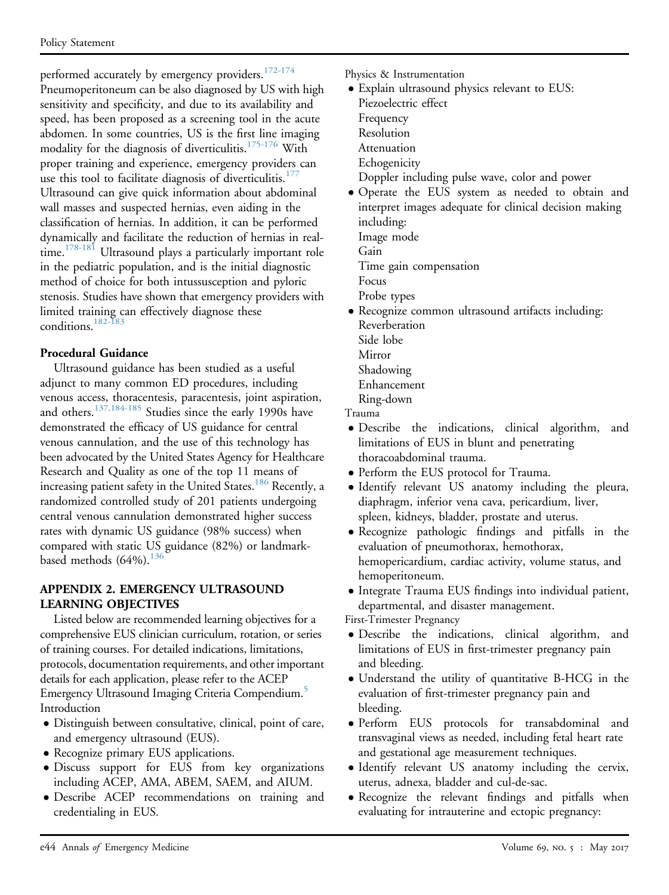performed accurately by emergency providers.[172-174] Pneumoperitoneum can be also diagnosed by US with high sensitivity and specificity, and due to its availability and speed, has been proposed as a screening tool in the acute abdomen. In some countries, US is the first line imaging modality for the diagnosis of diverticulitis.[175-176] With proper training and experience, emergency providers can use this tool to facilitate diagnosis of diverticulitis.[177] Ultrasound can give quick information about abdominal wall masses and suspected hernias, even aiding in the classification of hernias. In addition, it can be performed dynamically and facilitate the reduction of hernias in real-time.[178-181] Ultrasound plays a particularly important role in the pediatric population, and is the initial diagnostic method of choice for both intussusception and pyloric stenosis. Studies have shown that emergency providers with limited training can effectively diagnose these conditions.[182-183]

**Procedural Guidance**

Ultrasound guidance has been studied as a useful adjunct to many common ED procedures, including venous access, thoracentesis, paracentesis, joint aspiration, and others.[137,184-185] Studies since the early 1990s have demonstrated the efficacy of US guidance for central venous cannulation, and the use of this technology has been advocated by the United States Agency for Healthcare Research and Quality as one of the top 11 means of increasing patient safety in the United States.[186] Recently, a randomized controlled study of 201 patients undergoing central venous cannulation demonstrated higher success rates with dynamic US guidance (98% success) when compared with static US guidance (82%) or landmark-based methods (64%).[136]

## APPENDIX 2. EMERGENCY ULTRASOUND LEARNING OBJECTIVES

Listed below are recommended learning objectives for a comprehensive EUS clinician curriculum, rotation, or series of training courses. For detailed indications, limitations, protocols, documentation requirements, and other important details for each application, please refer to the ACEP Emergency Ultrasound Imaging Criteria Compendium.[5]

Introduction

- Distinguish between consultative, clinical, point of care, and emergency ultrasound (EUS).
- Recognize primary EUS applications.
- Discuss support for EUS from key organizations including ACEP, AMA, ABEM, SAEM, and AIUM.
- Describe ACEP recommendations on training and credentialing in EUS.

Physics & Instrumentation

- Explain ultrasound physics relevant to EUS:
  Piezoelectric effect
  Frequency
  Resolution
  Attenuation
  Echogenicity
  Doppler including pulse wave, color and power
- Operate the EUS system as needed to obtain and interpret images adequate for clinical decision making including:
  Image mode
  Gain
  Time gain compensation
  Focus
  Probe types
- Recognize common ultrasound artifacts including:
  Reverberation
  Side lobe
  Mirror
  Shadowing
  Enhancement
  Ring-down

Trauma

- Describe the indications, clinical algorithm, and limitations of EUS in blunt and penetrating thoracoabdominal trauma.
- Perform the EUS protocol for Trauma.
- Identify relevant US anatomy including the pleura, diaphragm, inferior vena cava, pericardium, liver, spleen, kidneys, bladder, prostate and uterus.
- Recognize pathologic findings and pitfalls in the evaluation of pneumothorax, hemothorax, hemopericardium, cardiac activity, volume status, and hemoperitoneum.
- Integrate Trauma EUS findings into individual patient, departmental, and disaster management.

First-Trimester Pregnancy

- Describe the indications, clinical algorithm, and limitations of EUS in first-trimester pregnancy pain and bleeding.
- Understand the utility of quantitative B-HCG in the evaluation of first-trimester pregnancy pain and bleeding.
- Perform EUS protocols for transabdominal and transvaginal views as needed, including fetal heart rate and gestational age measurement techniques.
- Identify relevant US anatomy including the cervix, uterus, adnexa, bladder and cul-de-sac.
- Recognize the relevant findings and pitfalls when evaluating for intrauterine and ectopic pregnancy: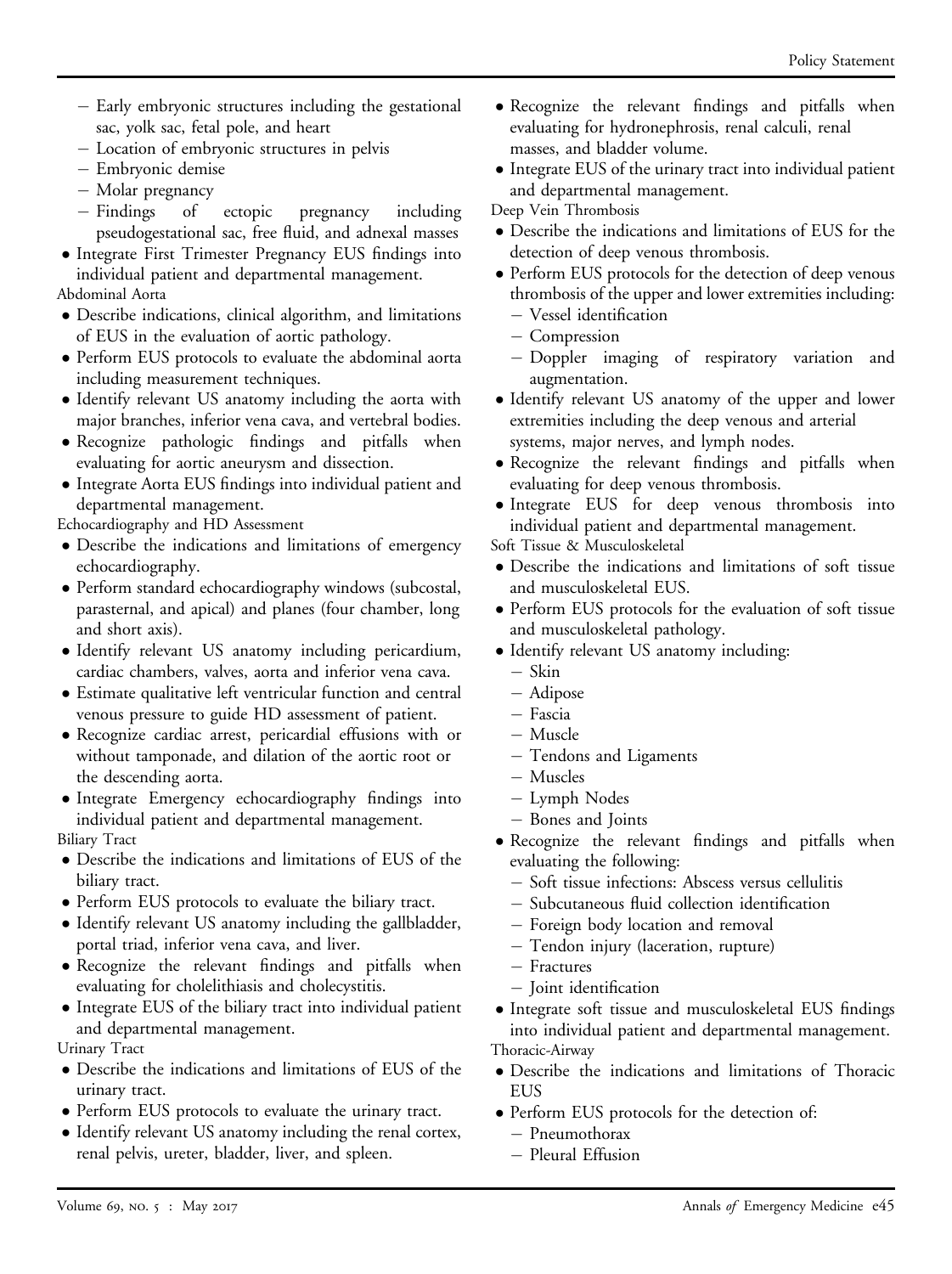- Early embryonic structures including the gestational sac, yolk sac, fetal pole, and heart
- Location of embryonic structures in pelvis
- Embryonic demise
- Molar pregnancy
- Findings of ectopic pregnancy including pseudogestational sac, free fluid, and adnexal masses

- Integrate First Trimester Pregnancy EUS findings into individual patient and departmental management.

Abdominal Aorta

- Describe indications, clinical algorithm, and limitations of EUS in the evaluation of aortic pathology.
- Perform EUS protocols to evaluate the abdominal aorta including measurement techniques.
- Identify relevant US anatomy including the aorta with major branches, inferior vena cava, and vertebral bodies.
- Recognize pathologic findings and pitfalls when evaluating for aortic aneurysm and dissection.
- Integrate Aorta EUS findings into individual patient and departmental management.

Echocardiography and HD Assessment

- Describe the indications and limitations of emergency echocardiography.
- Perform standard echocardiography windows (subcostal, parasternal, and apical) and planes (four chamber, long and short axis).
- Identify relevant US anatomy including pericardium, cardiac chambers, valves, aorta and inferior vena cava.
- Estimate qualitative left ventricular function and central venous pressure to guide HD assessment of patient.
- Recognize cardiac arrest, pericardial effusions with or without tamponade, and dilation of the aortic root or the descending aorta.
- Integrate Emergency echocardiography findings into individual patient and departmental management.

Biliary Tract

- Describe the indications and limitations of EUS of the biliary tract.
- Perform EUS protocols to evaluate the biliary tract.
- Identify relevant US anatomy including the gallbladder, portal triad, inferior vena cava, and liver.
- Recognize the relevant findings and pitfalls when evaluating for cholelithiasis and cholecystitis.
- Integrate EUS of the biliary tract into individual patient and departmental management.

Urinary Tract

- Describe the indications and limitations of EUS of the urinary tract.
- Perform EUS protocols to evaluate the urinary tract.
- Identify relevant US anatomy including the renal cortex, renal pelvis, ureter, bladder, liver, and spleen.
- Recognize the relevant findings and pitfalls when evaluating for hydronephrosis, renal calculi, renal masses, and bladder volume.
- Integrate EUS of the urinary tract into individual patient and departmental management.

Deep Vein Thrombosis

- Describe the indications and limitations of EUS for the detection of deep venous thrombosis.
- Perform EUS protocols for the detection of deep venous thrombosis of the upper and lower extremities including:
  - Vessel identification
  - Compression
  - Doppler imaging of respiratory variation and augmentation.
- Identify relevant US anatomy of the upper and lower extremities including the deep venous and arterial systems, major nerves, and lymph nodes.
- Recognize the relevant findings and pitfalls when evaluating for deep venous thrombosis.
- Integrate EUS for deep venous thrombosis into individual patient and departmental management.

Soft Tissue & Musculoskeletal

- Describe the indications and limitations of soft tissue and musculoskeletal EUS.
- Perform EUS protocols for the evaluation of soft tissue and musculoskeletal pathology.
- Identify relevant US anatomy including:
  - Skin
  - Adipose
  - Fascia
  - Muscle
  - Tendons and Ligaments
  - Muscles
  - Lymph Nodes
  - Bones and Joints
- Recognize the relevant findings and pitfalls when evaluating the following:
  - Soft tissue infections: Abscess versus cellulitis
  - Subcutaneous fluid collection identification
  - Foreign body location and removal
  - Tendon injury (laceration, rupture)
  - Fractures
  - Joint identification
- Integrate soft tissue and musculoskeletal EUS findings into individual patient and departmental management.

Thoracic-Airway

- Describe the indications and limitations of Thoracic EUS
- Perform EUS protocols for the detection of:
  - Pneumothorax
  - Pleural Effusion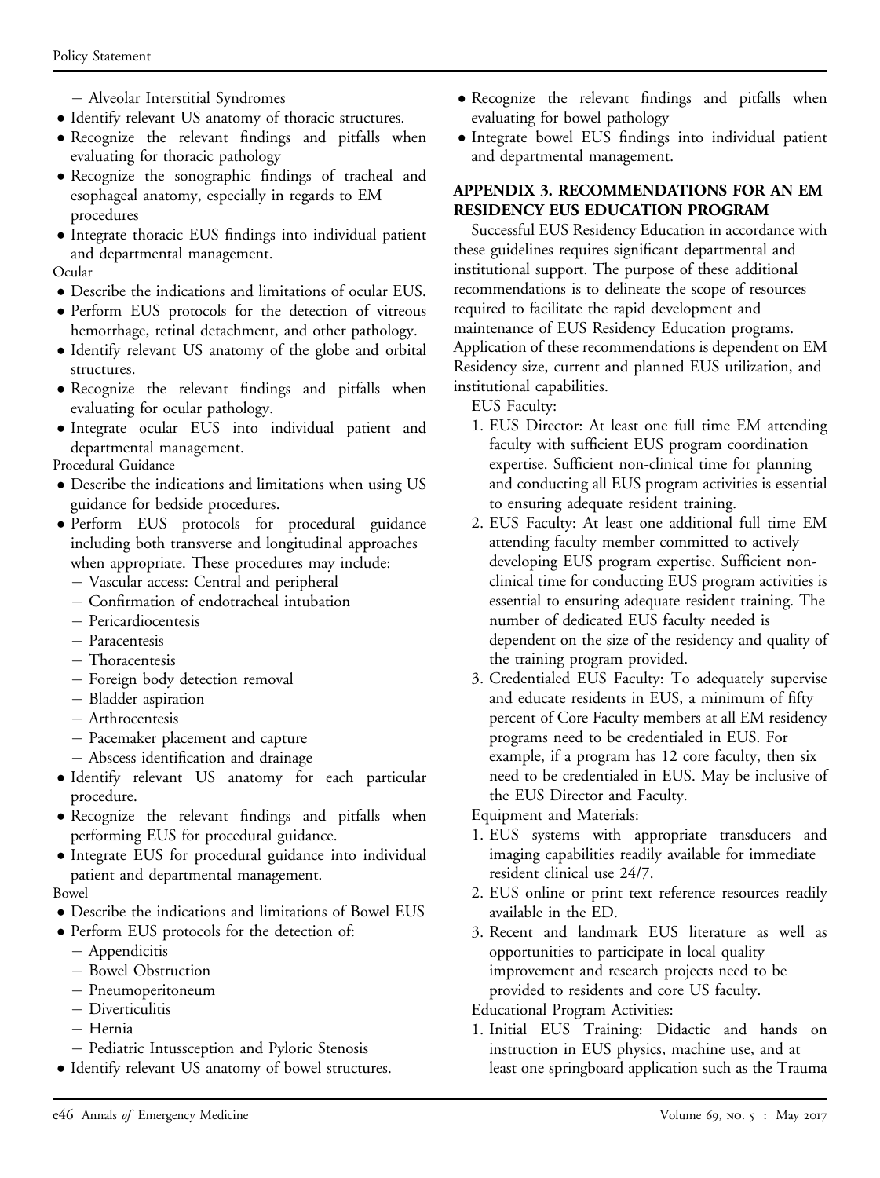- Alveolar Interstitial Syndromes

- Identify relevant US anatomy of thoracic structures.
- Recognize the relevant findings and pitfalls when evaluating for thoracic pathology
- Recognize the sonographic findings of tracheal and esophageal anatomy, especially in regards to EM procedures
- Integrate thoracic EUS findings into individual patient and departmental management.

Ocular

- Describe the indications and limitations of ocular EUS.
- Perform EUS protocols for the detection of vitreous hemorrhage, retinal detachment, and other pathology.
- Identify relevant US anatomy of the globe and orbital structures.
- Recognize the relevant findings and pitfalls when evaluating for ocular pathology.
- Integrate ocular EUS into individual patient and departmental management.

Procedural Guidance

- Describe the indications and limitations when using US guidance for bedside procedures.
- Perform EUS protocols for procedural guidance including both transverse and longitudinal approaches when appropriate. These procedures may include:
  - Vascular access: Central and peripheral
  - Confirmation of endotracheal intubation
  - Pericardiocentesis
  - Paracentesis
  - Thoracentesis
  - Foreign body detection removal
  - Bladder aspiration
  - Arthrocentesis
  - Pacemaker placement and capture
  - Abscess identification and drainage
- Identify relevant US anatomy for each particular procedure.
- Recognize the relevant findings and pitfalls when performing EUS for procedural guidance.
- Integrate EUS for procedural guidance into individual patient and departmental management.

Bowel

- Describe the indications and limitations of Bowel EUS
- Perform EUS protocols for the detection of:
  - Appendicitis
  - Bowel Obstruction
  - Pneumoperitoneum
  - Diverticulitis
  - Hernia
  - Pediatric Intussception and Pyloric Stenosis
- Identify relevant US anatomy of bowel structures.
- Recognize the relevant findings and pitfalls when evaluating for bowel pathology
- Integrate bowel EUS findings into individual patient and departmental management.

## APPENDIX 3. RECOMMENDATIONS FOR AN EM RESIDENCY EUS EDUCATION PROGRAM

Successful EUS Residency Education in accordance with these guidelines requires significant departmental and institutional support. The purpose of these additional recommendations is to delineate the scope of resources required to facilitate the rapid development and maintenance of EUS Residency Education programs. Application of these recommendations is dependent on EM Residency size, current and planned EUS utilization, and institutional capabilities.

EUS Faculty:

1. EUS Director: At least one full time EM attending faculty with sufficient EUS program coordination expertise. Sufficient non-clinical time for planning and conducting all EUS program activities is essential to ensuring adequate resident training.
2. EUS Faculty: At least one additional full time EM attending faculty member committed to actively developing EUS program expertise. Sufficient non-clinical time for conducting EUS program activities is essential to ensuring adequate resident training. The number of dedicated EUS faculty needed is dependent on the size of the residency and quality of the training program provided.
3. Credentialed EUS Faculty: To adequately supervise and educate residents in EUS, a minimum of fifty percent of Core Faculty members at all EM residency programs need to be credentialed in EUS. For example, if a program has 12 core faculty, then six need to be credentialed in EUS. May be inclusive of the EUS Director and Faculty.

Equipment and Materials:

1. EUS systems with appropriate transducers and imaging capabilities readily available for immediate resident clinical use 24/7.
2. EUS online or print text reference resources readily available in the ED.
3. Recent and landmark EUS literature as well as opportunities to participate in local quality improvement and research projects need to be provided to residents and core US faculty.

Educational Program Activities:

1. Initial EUS Training: Didactic and hands on instruction in EUS physics, machine use, and at least one springboard application such as the Trauma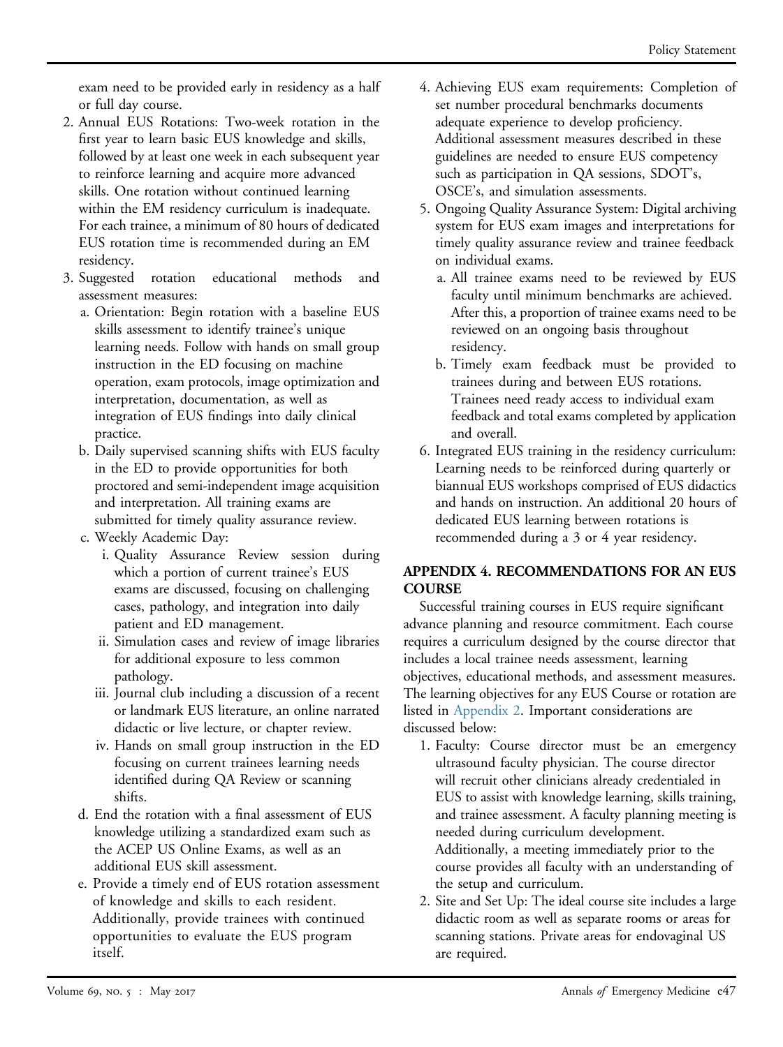exam need to be provided early in residency as a half or full day course.

2. Annual EUS Rotations: Two-week rotation in the first year to learn basic EUS knowledge and skills, followed by at least one week in each subsequent year to reinforce learning and acquire more advanced skills. One rotation without continued learning within the EM residency curriculum is inadequate. For each trainee, a minimum of 80 hours of dedicated EUS rotation time is recommended during an EM residency.
3. Suggested rotation educational methods and assessment measures:
   a. Orientation: Begin rotation with a baseline EUS skills assessment to identify trainee's unique learning needs. Follow with hands on small group instruction in the ED focusing on machine operation, exam protocols, image optimization and interpretation, documentation, as well as integration of EUS findings into daily clinical practice.
   b. Daily supervised scanning shifts with EUS faculty in the ED to provide opportunities for both proctored and semi-independent image acquisition and interpretation. All training exams are submitted for timely quality assurance review.
   c. Weekly Academic Day:
      i. Quality Assurance Review session during which a portion of current trainee's EUS exams are discussed, focusing on challenging cases, pathology, and integration into daily patient and ED management.
      ii. Simulation cases and review of image libraries for additional exposure to less common pathology.
      iii. Journal club including a discussion of a recent or landmark EUS literature, an online narrated didactic or live lecture, or chapter review.
      iv. Hands on small group instruction in the ED focusing on current trainees learning needs identified during QA Review or scanning shifts.
   d. End the rotation with a final assessment of EUS knowledge utilizing a standardized exam such as the ACEP US Online Exams, as well as an additional EUS skill assessment.
   e. Provide a timely end of EUS rotation assessment of knowledge and skills to each resident. Additionally, provide trainees with continued opportunities to evaluate the EUS program itself.
4. Achieving EUS exam requirements: Completion of set number procedural benchmarks documents adequate experience to develop proficiency. Additional assessment measures described in these guidelines are needed to ensure EUS competency such as participation in QA sessions, SDOT's, OSCE's, and simulation assessments.
5. Ongoing Quality Assurance System: Digital archiving system for EUS exam images and interpretations for timely quality assurance review and trainee feedback on individual exams.
   a. All trainee exams need to be reviewed by EUS faculty until minimum benchmarks are achieved. After this, a proportion of trainee exams need to be reviewed on an ongoing basis throughout residency.
   b. Timely exam feedback must be provided to trainees during and between EUS rotations. Trainees need ready access to individual exam feedback and total exams completed by application and overall.
6. Integrated EUS training in the residency curriculum: Learning needs to be reinforced during quarterly or biannual EUS workshops comprised of EUS didactics and hands on instruction. An additional 20 hours of dedicated EUS learning between rotations is recommended during a 3 or 4 year residency.

## APPENDIX 4. RECOMMENDATIONS FOR AN EUS COURSE

Successful training courses in EUS require significant advance planning and resource commitment. Each course requires a curriculum designed by the course director that includes a local trainee needs assessment, learning objectives, educational methods, and assessment measures. The learning objectives for any EUS Course or rotation are listed in Appendix 2. Important considerations are discussed below:

1. Faculty: Course director must be an emergency ultrasound faculty physician. The course director will recruit other clinicians already credentialed in EUS to assist with knowledge learning, skills training, and trainee assessment. A faculty planning meeting is needed during curriculum development. Additionally, a meeting immediately prior to the course provides all faculty with an understanding of the setup and curriculum.
2. Site and Set Up: The ideal course site includes a large didactic room as well as separate rooms or areas for scanning stations. Private areas for endovaginal US are required.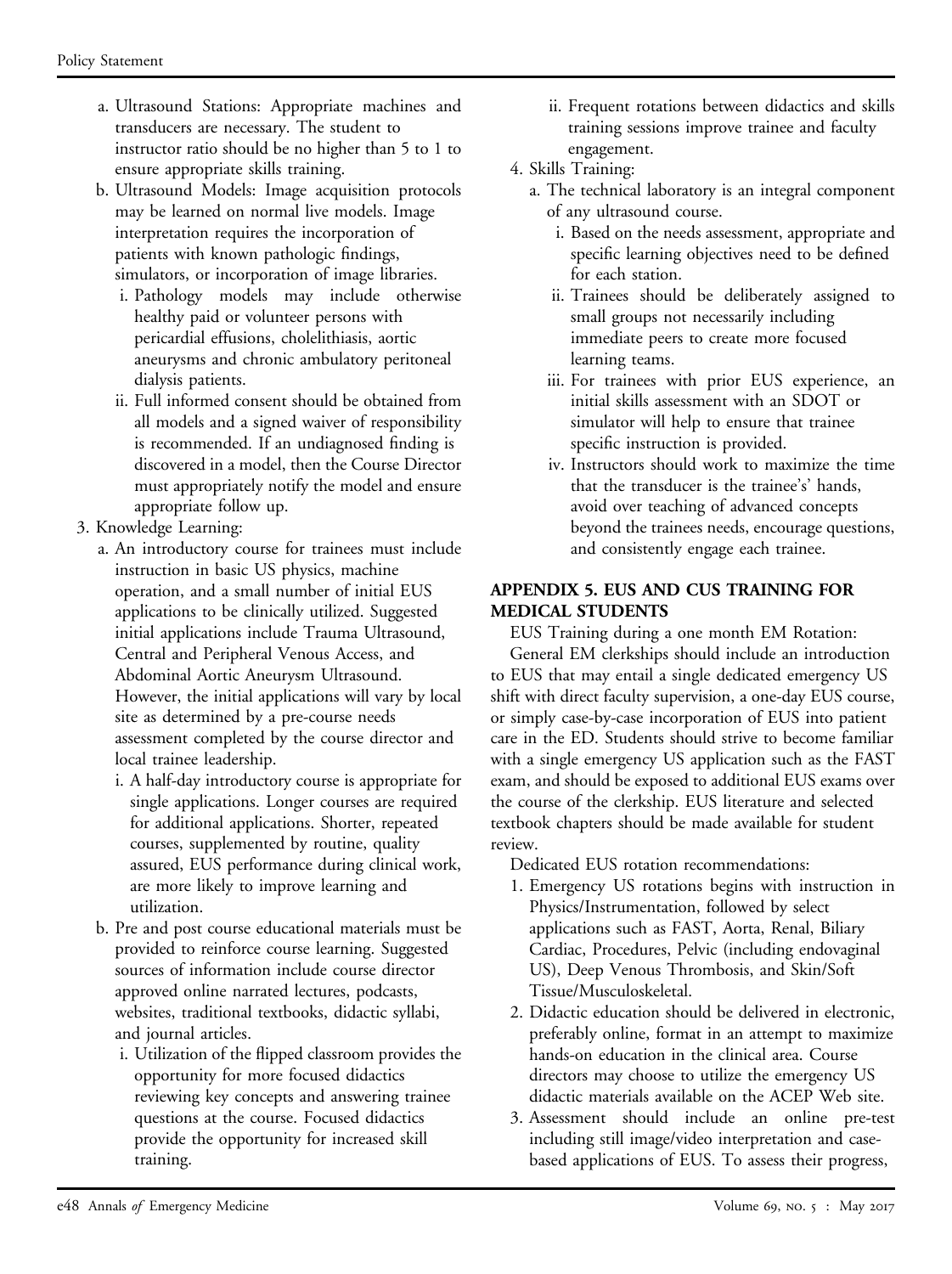a. Ultrasound Stations: Appropriate machines and transducers are necessary. The student to instructor ratio should be no higher than 5 to 1 to ensure appropriate skills training.
b. Ultrasound Models: Image acquisition protocols may be learned on normal live models. Image interpretation requires the incorporation of patients with known pathologic findings, simulators, or incorporation of image libraries.
   i. Pathology models may include otherwise healthy paid or volunteer persons with pericardial effusions, cholelithiasis, aortic aneurysms and chronic ambulatory peritoneal dialysis patients.
   ii. Full informed consent should be obtained from all models and a signed waiver of responsibility is recommended. If an undiagnosed finding is discovered in a model, then the Course Director must appropriately notify the model and ensure appropriate follow up.

3. Knowledge Learning:
   a. An introductory course for trainees must include instruction in basic US physics, machine operation, and a small number of initial EUS applications to be clinically utilized. Suggested initial applications include Trauma Ultrasound, Central and Peripheral Venous Access, and Abdominal Aortic Aneurysm Ultrasound. However, the initial applications will vary by local site as determined by a pre-course needs assessment completed by the course director and local trainee leadership.
      i. A half-day introductory course is appropriate for single applications. Longer courses are required for additional applications. Shorter, repeated courses, supplemented by routine, quality assured, EUS performance during clinical work, are more likely to improve learning and utilization.
   b. Pre and post course educational materials must be provided to reinforce course learning. Suggested sources of information include course director approved online narrated lectures, podcasts, websites, traditional textbooks, didactic syllabi, and journal articles.
      i. Utilization of the flipped classroom provides the opportunity for more focused didactics reviewing key concepts and answering trainee questions at the course. Focused didactics provide the opportunity for increased skill training.
      ii. Frequent rotations between didactics and skills training sessions improve trainee and faculty engagement.
4. Skills Training:
   a. The technical laboratory is an integral component of any ultrasound course.
      i. Based on the needs assessment, appropriate and specific learning objectives need to be defined for each station.
      ii. Trainees should be deliberately assigned to small groups not necessarily including immediate peers to create more focused learning teams.
      iii. For trainees with prior EUS experience, an initial skills assessment with an SDOT or simulator will help to ensure that trainee specific instruction is provided.
      iv. Instructors should work to maximize the time that the transducer is the trainee's' hands, avoid over teaching of advanced concepts beyond the trainees needs, encourage questions, and consistently engage each trainee.

## APPENDIX 5. EUS AND CUS TRAINING FOR MEDICAL STUDENTS

EUS Training during a one month EM Rotation:

General EM clerkships should include an introduction to EUS that may entail a single dedicated emergency US shift with direct faculty supervision, a one-day EUS course, or simply case-by-case incorporation of EUS into patient care in the ED. Students should strive to become familiar with a single emergency US application such as the FAST exam, and should be exposed to additional EUS exams over the course of the clerkship. EUS literature and selected textbook chapters should be made available for student review.

Dedicated EUS rotation recommendations:

1. Emergency US rotations begins with instruction in Physics/Instrumentation, followed by select applications such as FAST, Aorta, Renal, Biliary Cardiac, Procedures, Pelvic (including endovaginal US), Deep Venous Thrombosis, and Skin/Soft Tissue/Musculoskeletal.
2. Didactic education should be delivered in electronic, preferably online, format in an attempt to maximize hands-on education in the clinical area. Course directors may choose to utilize the emergency US didactic materials available on the ACEP Web site.
3. Assessment should include an online pre-test including still image/video interpretation and case-based applications of EUS. To assess their progress,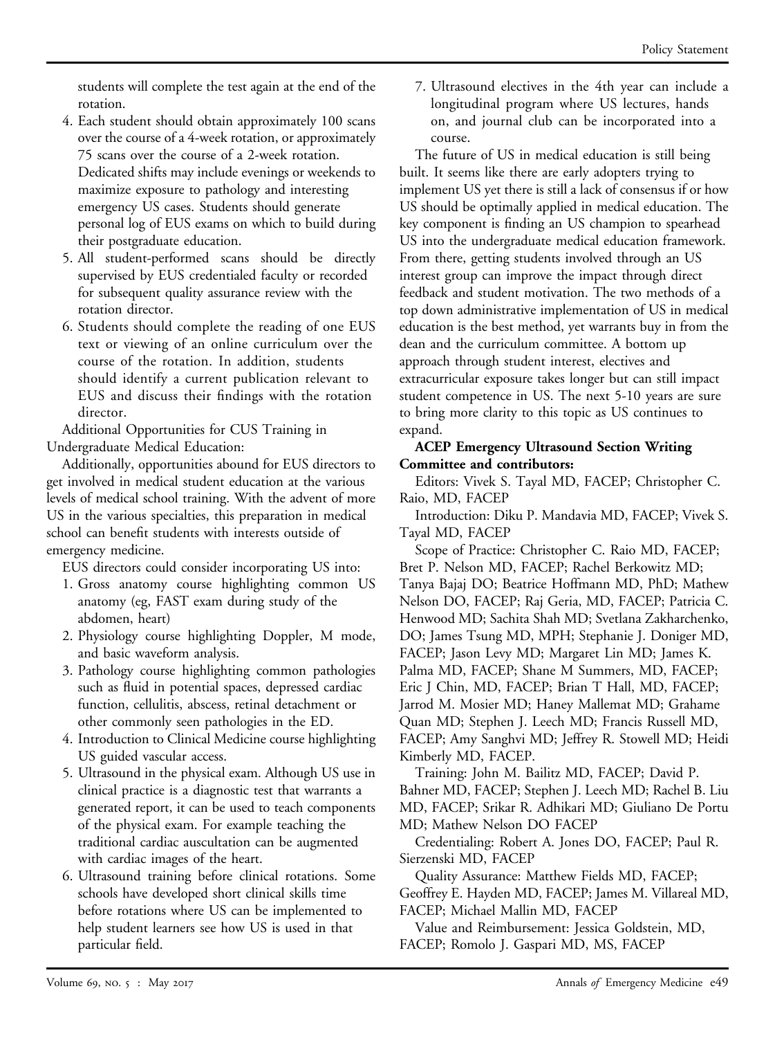students will complete the test again at the end of the rotation.

4. Each student should obtain approximately 100 scans over the course of a 4-week rotation, or approximately 75 scans over the course of a 2-week rotation. Dedicated shifts may include evenings or weekends to maximize exposure to pathology and interesting emergency US cases. Students should generate personal log of EUS exams on which to build during their postgraduate education.
5. All student-performed scans should be directly supervised by EUS credentialed faculty or recorded for subsequent quality assurance review with the rotation director.
6. Students should complete the reading of one EUS text or viewing of an online curriculum over the course of the rotation. In addition, students should identify a current publication relevant to EUS and discuss their findings with the rotation director.

Additional Opportunities for CUS Training in Undergraduate Medical Education:

Additionally, opportunities abound for EUS directors to get involved in medical student education at the various levels of medical school training. With the advent of more US in the various specialties, this preparation in medical school can benefit students with interests outside of emergency medicine.

EUS directors could consider incorporating US into:

1. Gross anatomy course highlighting common US anatomy (eg, FAST exam during study of the abdomen, heart)
2. Physiology course highlighting Doppler, M mode, and basic waveform analysis.
3. Pathology course highlighting common pathologies such as fluid in potential spaces, depressed cardiac function, cellulitis, abscess, retinal detachment or other commonly seen pathologies in the ED.
4. Introduction to Clinical Medicine course highlighting US guided vascular access.
5. Ultrasound in the physical exam. Although US use in clinical practice is a diagnostic test that warrants a generated report, it can be used to teach components of the physical exam. For example teaching the traditional cardiac auscultation can be augmented with cardiac images of the heart.
6. Ultrasound training before clinical rotations. Some schools have developed short clinical skills time before rotations where US can be implemented to help student learners see how US is used in that particular field.
7. Ultrasound electives in the 4th year can include a longitudinal program where US lectures, hands on, and journal club can be incorporated into a course.

The future of US in medical education is still being built. It seems like there are early adopters trying to implement US yet there is still a lack of consensus if or how US should be optimally applied in medical education. The key component is finding an US champion to spearhead US into the undergraduate medical education framework. From there, getting students involved through an US interest group can improve the impact through direct feedback and student motivation. The two methods of a top down administrative implementation of US in medical education is the best method, yet warrants buy in from the dean and the curriculum committee. A bottom up approach through student interest, electives and extracurricular exposure takes longer but can still impact student competence in US. The next 5-10 years are sure to bring more clarity to this topic as US continues to expand.

**ACEP Emergency Ultrasound Section Writing Committee and contributors:**

Editors: Vivek S. Tayal MD, FACEP; Christopher C. Raio, MD, FACEP

Introduction: Diku P. Mandavia MD, FACEP; Vivek S. Tayal MD, FACEP

Scope of Practice: Christopher C. Raio MD, FACEP; Bret P. Nelson MD, FACEP; Rachel Berkowitz MD; Tanya Bajaj DO; Beatrice Hoffmann MD, PhD; Mathew Nelson DO, FACEP; Raj Geria, MD, FACEP; Patricia C. Henwood MD; Sachita Shah MD; Svetlana Zakharchenko, DO; James Tsung MD, MPH; Stephanie J. Doniger MD, FACEP; Jason Levy MD; Margaret Lin MD; James K. Palma MD, FACEP; Shane M Summers, MD, FACEP; Eric J Chin, MD, FACEP; Brian T Hall, MD, FACEP; Jarrod M. Mosier MD; Haney Mallemat MD; Grahame Quan MD; Stephen J. Leech MD; Francis Russell MD, FACEP; Amy Sanghvi MD; Jeffrey R. Stowell MD; Heidi Kimberly MD, FACEP.

Training: John M. Bailitz MD, FACEP; David P. Bahner MD, FACEP; Stephen J. Leech MD; Rachel B. Liu MD, FACEP; Srikar R. Adhikari MD; Giuliano De Portu MD; Mathew Nelson DO FACEP

Credentialing: Robert A. Jones DO, FACEP; Paul R. Sierzenski MD, FACEP

Quality Assurance: Matthew Fields MD, FACEP; Geoffrey E. Hayden MD, FACEP; James M. Villareal MD, FACEP; Michael Mallin MD, FACEP

Value and Reimbursement: Jessica Goldstein, MD, FACEP; Romolo J. Gaspari MD, MS, FACEP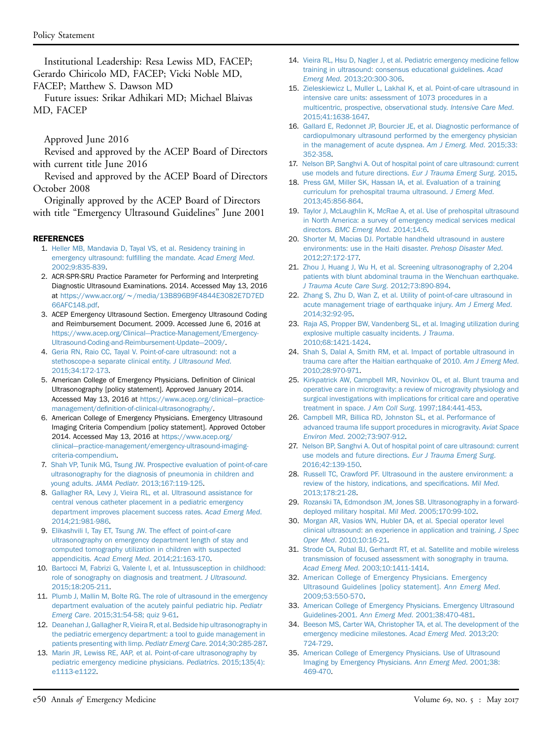Institutional Leadership: Resa Lewiss MD, FACEP; Gerardo Chiricolo MD, FACEP; Vicki Noble MD, FACEP; Matthew S. Dawson MD

Future issues: Srikar Adhikari MD; Michael Blaivas MD, FACEP

Approved June 2016

Revised and approved by the ACEP Board of Directors with current title June 2016

Revised and approved by the ACEP Board of Directors October 2008

Originally approved by the ACEP Board of Directors with title "Emergency Ultrasound Guidelines" June 2001

## REFERENCES

1. Heller MB, Mandavia D, Tayal VS, et al. Residency training in emergency ultrasound: fulfilling the mandate. *Acad Emerg Med*. 2002;9:835-839.
2. ACR-SPR-SRU Practice Parameter for Performing and Interpreting Diagnostic Ultrasound Examinations. 2014. Accessed May 13, 2016 at https://www.acr.org/~/media/13B896B9F4844E3082E7D7ED66AFC148.pdf.
3. ACEP Emergency Ultrasound Section. Emergency Ultrasound Coding and Reimbursement Document. 2009. Accessed June 6, 2016 at https://www.acep.org/Clinical—Practice-Management/Emergency-Ultrasound-Coding-and-Reimbursement-Update—2009/.
4. Geria RN, Raio CC, Tayal V. Point-of-care ultrasound: not a stethoscope-a separate clinical entity. *J Ultrasound Med*. 2015;34:172-173.
5. American College of Emergency Physicians. Definition of Clinical Ultrasonography [policy statement]. Approved January 2014. Accessed May 13, 2016 at https://www.acep.org/clinical—practice-management/definition-of-clinical-ultrasonography/.
6. American College of Emergency Physicians. Emergency Ultrasound Imaging Criteria Compendium [policy statement]. Approved October 2014. Accessed May 13, 2016 at https://www.acep.org/clinical—practice-management/emergency-ultrasound-imaging-criteria-compendium.
7. Shah VP, Tunik MG, Tsung JW. Prospective evaluation of point-of-care ultrasonography for the diagnosis of pneumonia in children and young adults. *JAMA Pediatr*. 2013;167:119-125.
8. Gallagher RA, Levy J, Vieira RL, et al. Ultrasound assistance for central venous catheter placement in a pediatric emergency department improves placement success rates. *Acad Emerg Med*. 2014;21:981-986.
9. Elikashvili I, Tay ET, Tsung JW. The effect of point-of-care ultrasonography on emergency department length of stay and computed tomography utilization in children with suspected appendicitis. *Acad Emerg Med*. 2014;21:163-170.
10. Bartocci M, Fabrizi G, Valente I, et al. Intussusception in childhood: role of sonography on diagnosis and treatment. *J Ultrasound*. 2015;18:205-211.
11. Plumb J, Mallin M, Bolte RG. The role of ultrasound in the emergency department evaluation of the acutely painful pediatric hip. *Pediatr Emerg Care*. 2015;31:54-58; quiz 9-61.
12. Deanehan J, Gallagher R, Vieira R, et al. Bedside hip ultrasonography in the pediatric emergency department: a tool to guide management in patients presenting with limp. *Pediatr Emerg Care*. 2014;30:285-287.
13. Marin JR, Lewiss RE, AAP, et al. Point-of-care ultrasonography by pediatric emergency medicine physicians. *Pediatrics*. 2015;135(4):e1113-e1122.
14. Vieira RL, Hsu D, Nagler J, et al. Pediatric emergency medicine fellow training in ultrasound: consensus educational guidelines. *Acad Emerg Med*. 2013;20:300-306.
15. Zieleskiewicz L, Muller L, Lakhal K, et al. Point-of-care ultrasound in intensive care units: assessment of 1073 procedures in a multicentric, prospective, observational study. *Intensive Care Med*. 2015;41:1638-1647.
16. Gallard E, Redonnet JP, Bourcier JE, et al. Diagnostic performance of cardiopulmonary ultrasound performed by the emergency physician in the management of acute dyspnea. *Am J Emerg. Med*. 2015;33:352-358.
17. Nelson BP, Sanghvi A. Out of hospital point of care ultrasound: current use models and future directions. *Eur J Trauma Emerg Surg*. 2015.
18. Press GM, Miller SK, Hassan IA, et al. Evaluation of a training curriculum for prehospital trauma ultrasound. *J Emerg Med*. 2013;45:856-864.
19. Taylor J, McLaughlin K, McRae A, et al. Use of prehospital ultrasound in North America: a survey of emergency medical services medical directors. *BMC Emerg Med*. 2014;14:6.
20. Shorter M, Macias DJ. Portable handheld ultrasound in austere environments: use in the Haiti disaster. *Prehosp Disaster Med*. 2012;27:172-177.
21. Zhou J, Huang J, Wu H, et al. Screening ultrasonography of 2,204 patients with blunt abdominal trauma in the Wenchuan earthquake. *J Trauma Acute Care Surg*. 2012;73:890-894.
22. Zhang S, Zhu D, Wan Z, et al. Utility of point-of-care ultrasound in acute management triage of earthquake injury. *Am J Emerg Med*. 2014;32:92-95.
23. Raja AS, Propper BW, Vandenberg SL, et al. Imaging utilization during explosive multiple casualty incidents. *J Trauma*. 2010;68:1421-1424.
24. Shah S, Dalal A, Smith RM, et al. Impact of portable ultrasound in trauma care after the Haitian earthquake of 2010. *Am J Emerg Med*. 2010;28:970-971.
25. Kirkpatrick AW, Campbell MR, Novinkov OL, et al. Blunt trauma and operative care in microgravity: a review of microgravity physiology and surgical investigations with implications for critical care and operative treatment in space. *J Am Coll Surg*. 1997;184:441-453.
26. Campbell MR, Billica RD, Johnston SL, et al. Performance of advanced trauma life support procedures in microgravity. *Aviat Space Environ Med*. 2002;73:907-912.
27. Nelson BP, Sanghvi A. Out of hospital point of care ultrasound: current use models and future directions. *Eur J Trauma Emerg Surg*. 2016;42:139-150.
28. Russell TC, Crawford PF. Ultrasound in the austere environment: a review of the history, indications, and specifications. *Mil Med*. 2013;178:21-28.
29. Rozanski TA, Edmondson JM, Jones SB. Ultrasonography in a forward-deployed military hospital. *Mil Med*. 2005;170:99-102.
30. Morgan AR, Vasios WN, Hubler DA, et al. Special operator level clinical ultrasound: an experience in application and training. *J Spec Oper Med*. 2010;10:16-21.
31. Strode CA, Rubal BJ, Gerhardt RT, et al. Satellite and mobile wireless transmission of focused assessment with sonography in trauma. *Acad Emerg Med*. 2003;10:1411-1414.
32. American College of Emergency Physicians. Emergency Ultrasound Guidelines [policy statement]. *Ann Emerg Med*. 2009;53:550-570.
33. American College of Emergency Physicians. Emergency Ultrasound Guidelines-2001. *Ann Emerg Med*. 2001;38:470-481.
34. Beeson MS, Carter WA, Christopher TA, et al. The development of the emergency medicine milestones. *Acad Emerg Med*. 2013;20:724-729.
35. American College of Emergency Physicians. Use of Ultrasound Imaging by Emergency Physicians. *Ann Emerg Med*. 2001;38:469-470.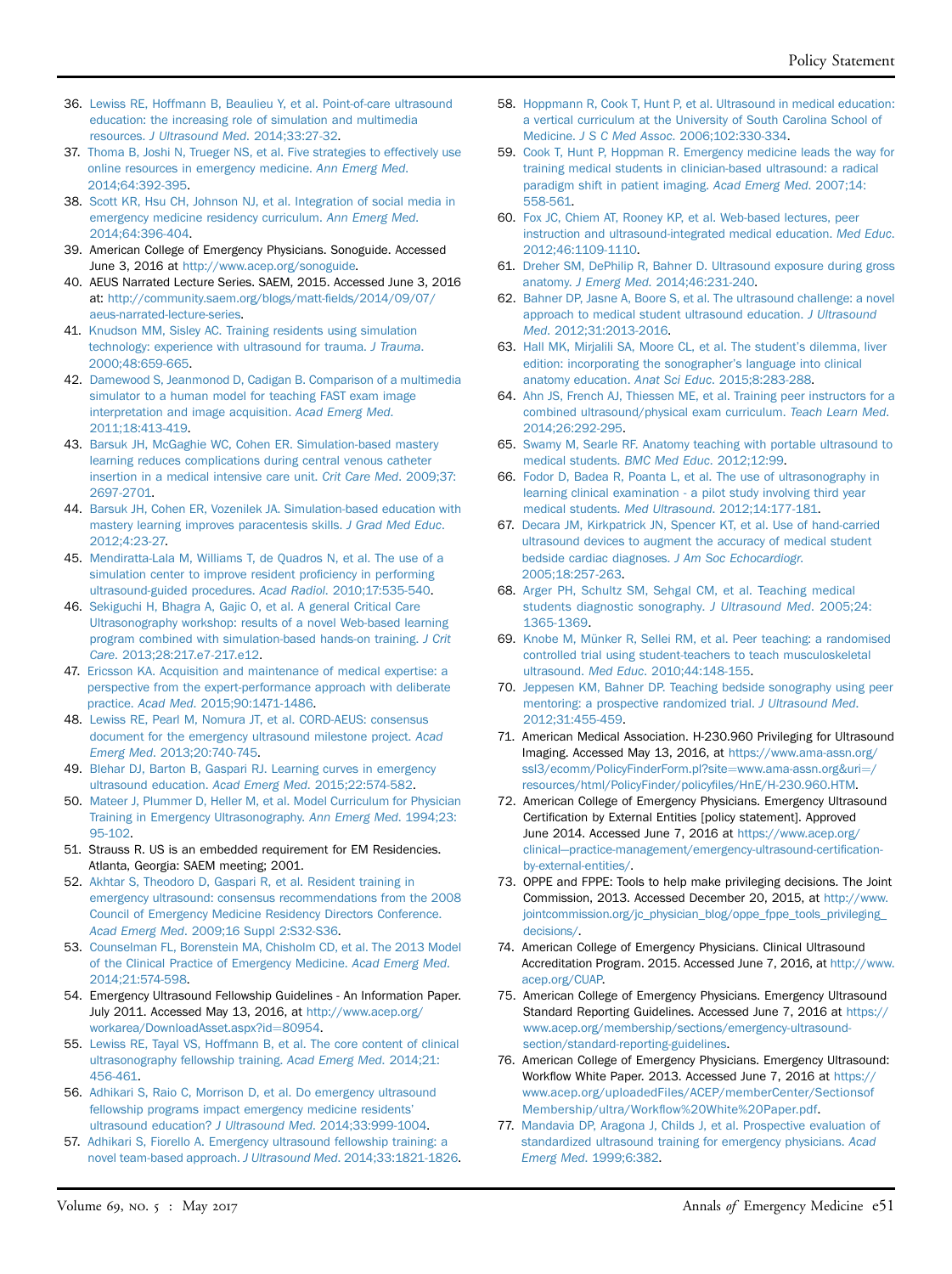36. Lewiss RE, Hoffmann B, Beaulieu Y, et al. Point-of-care ultrasound education: the increasing role of simulation and multimedia resources. *J Ultrasound Med*. 2014;33:27-32.
37. Thoma B, Joshi N, Trueger NS, et al. Five strategies to effectively use online resources in emergency medicine. *Ann Emerg Med*. 2014;64:392-395.
38. Scott KR, Hsu CH, Johnson NJ, et al. Integration of social media in emergency medicine residency curriculum. *Ann Emerg Med*. 2014;64:396-404.
39. American College of Emergency Physicians. Sonoguide. Accessed June 3, 2016 at http://www.acep.org/sonoguide.
40. AEUS Narrated Lecture Series. SAEM, 2015. Accessed June 3, 2016 at: http://community.saem.org/blogs/matt-fields/2014/09/07/aeus-narrated-lecture-series.
41. Knudson MM, Sisley AC. Training residents using simulation technology: experience with ultrasound for trauma. *J Trauma*. 2000;48:659-665.
42. Damewood S, Jeanmonod D, Cadigan B. Comparison of a multimedia simulator to a human model for teaching FAST exam image interpretation and image acquisition. *Acad Emerg Med*. 2011;18:413-419.
43. Barsuk JH, McGaghie WC, Cohen ER. Simulation-based mastery learning reduces complications during central venous catheter insertion in a medical intensive care unit. *Crit Care Med*. 2009;37:2697-2701.
44. Barsuk JH, Cohen ER, Vozenilek JA. Simulation-based education with mastery learning improves paracentesis skills. *J Grad Med Educ*. 2012;4:23-27.
45. Mendiratta-Lala M, Williams T, de Quadros N, et al. The use of a simulation center to improve resident proficiency in performing ultrasound-guided procedures. *Acad Radiol*. 2010;17:535-540.
46. Sekiguchi H, Bhagra A, Gajic O, et al. A general Critical Care Ultrasonography workshop: results of a novel Web-based learning program combined with simulation-based hands-on training. *J Crit Care*. 2013;28:217.e7-217.e12.
47. Ericsson KA. Acquisition and maintenance of medical expertise: a perspective from the expert-performance approach with deliberate practice. *Acad Med*. 2015;90:1471-1486.
48. Lewiss RE, Pearl M, Nomura JT, et al. CORD-AEUS: consensus document for the emergency ultrasound milestone project. *Acad Emerg Med*. 2013;20:740-745.
49. Blehar DJ, Barton B, Gaspari RJ. Learning curves in emergency ultrasound education. *Acad Emerg Med*. 2015;22:574-582.
50. Mateer J, Plummer D, Heller M, et al. Model Curriculum for Physician Training in Emergency Ultrasonography. *Ann Emerg Med*. 1994;23:95-102.
51. Strauss R. US is an embedded requirement for EM Residencies. Atlanta, Georgia: SAEM meeting; 2001.
52. Akhtar S, Theodoro D, Gaspari R, et al. Resident training in emergency ultrasound: consensus recommendations from the 2008 Council of Emergency Medicine Residency Directors Conference. *Acad Emerg Med*. 2009;16 Suppl 2:S32-S36.
53. Counselman FL, Borenstein MA, Chisholm CD, et al. The 2013 Model of the Clinical Practice of Emergency Medicine. *Acad Emerg Med*. 2014;21:574-598.
54. Emergency Ultrasound Fellowship Guidelines - An Information Paper. July 2011. Accessed May 13, 2016, at http://www.acep.org/workarea/DownloadAsset.aspx?id=80954.
55. Lewiss RE, Tayal VS, Hoffmann B, et al. The core content of clinical ultrasonography fellowship training. *Acad Emerg Med*. 2014;21:456-461.
56. Adhikari S, Raio C, Morrison D, et al. Do emergency ultrasound fellowship programs impact emergency medicine residents' ultrasound education? *J Ultrasound Med*. 2014;33:999-1004.
57. Adhikari S, Fiorello A. Emergency ultrasound fellowship training: a novel team-based approach. *J Ultrasound Med*. 2014;33:1821-1826.
58. Hoppmann R, Cook T, Hunt P, et al. Ultrasound in medical education: a vertical curriculum at the University of South Carolina School of Medicine. *J S C Med Assoc*. 2006;102:330-334.
59. Cook T, Hunt P, Hoppman R. Emergency medicine leads the way for training medical students in clinician-based ultrasound: a radical paradigm shift in patient imaging. *Acad Emerg Med*. 2007;14:558-561.
60. Fox JC, Chiem AT, Rooney KP, et al. Web-based lectures, peer instruction and ultrasound-integrated medical education. *Med Educ*. 2012;46:1109-1110.
61. Dreher SM, DePhilip R, Bahner D. Ultrasound exposure during gross anatomy. *J Emerg Med*. 2014;46:231-240.
62. Bahner DP, Jasne A, Boore S, et al. The ultrasound challenge: a novel approach to medical student ultrasound education. *J Ultrasound Med*. 2012;31:2013-2016.
63. Hall MK, Mirjalili SA, Moore CL, et al. The student's dilemma, liver edition: incorporating the sonographer's language into clinical anatomy education. *Anat Sci Educ*. 2015;8:283-288.
64. Ahn JS, French AJ, Thiessen ME, et al. Training peer instructors for a combined ultrasound/physical exam curriculum. *Teach Learn Med*. 2014;26:292-295.
65. Swamy M, Searle RF. Anatomy teaching with portable ultrasound to medical students. *BMC Med Educ*. 2012;12:99.
66. Fodor D, Badea R, Poanta L, et al. The use of ultrasonography in learning clinical examination - a pilot study involving third year medical students. *Med Ultrasound*. 2012;14:177-181.
67. Decara JM, Kirkpatrick JN, Spencer KT, et al. Use of hand-carried ultrasound devices to augment the accuracy of medical student bedside cardiac diagnoses. *J Am Soc Echocardiogr*. 2005;18:257-263.
68. Arger PH, Schultz SM, Sehgal CM, et al. Teaching medical students diagnostic sonography. *J Ultrasound Med*. 2005;24:1365-1369.
69. Knobe M, Münker R, Sellei RM, et al. Peer teaching: a randomised controlled trial using student-teachers to teach musculoskeletal ultrasound. *Med Educ*. 2010;44:148-155.
70. Jeppesen KM, Bahner DP. Teaching bedside sonography using peer mentoring: a prospective randomized trial. *J Ultrasound Med*. 2012;31:455-459.
71. American Medical Association. H-230.960 Privileging for Ultrasound Imaging. Accessed May 13, 2016, at https://www.ama-assn.org/ssl3/ecomm/PolicyFinderForm.pl?site=www.ama-assn.org&uri=/resources/html/PolicyFinder/policyfiles/HnE/H-230.960.HTM.
72. American College of Emergency Physicians. Emergency Ultrasound Certification by External Entities [policy statement]. Approved June 2014. Accessed June 7, 2016 at https://www.acep.org/clinical—practice-management/emergency-ultrasound-certification-by-external-entities/.
73. OPPE and FPPE: Tools to help make privileging decisions. The Joint Commission, 2013. Accessed December 20, 2015, at http://www.jointcommission.org/jc_physician_blog/oppe_fppe_tools_privileging_decisions/.
74. American College of Emergency Physicians. Clinical Ultrasound Accreditation Program. 2015. Accessed June 7, 2016, at http://www.acep.org/CUAP.
75. American College of Emergency Physicians. Emergency Ultrasound Standard Reporting Guidelines. Accessed June 7, 2016 at https://www.acep.org/membership/sections/emergency-ultrasound-section/standard-reporting-guidelines.
76. American College of Emergency Physicians. Emergency Ultrasound: Workflow White Paper. 2013. Accessed June 7, 2016 at https://www.acep.org/uploadedFiles/ACEP/memberCenter/SectionsofMembership/ultra/Workflow%20White%20Paper.pdf.
77. Mandavia DP, Aragona J, Childs J, et al. Prospective evaluation of standardized ultrasound training for emergency physicians. *Acad Emerg Med*. 1999;6:382.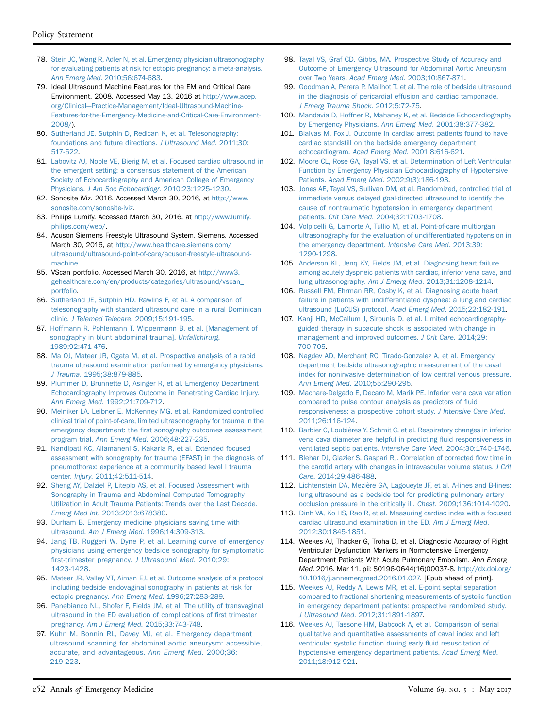78. Stein JC, Wang R, Adler N, et al. Emergency physician ultrasonography for evaluating patients at risk for ectopic pregnancy: a meta-analysis. *Ann Emerg Med*. 2010;56:674-683.
79. Ideal Ultrasound Machine Features for the EM and Critical Care Environment. 2008. Accessed May 13, 2016 at http://www.acep.org/Clinical—Practice-Management/Ideal-Ultrasound-Machine-Features-for-the-Emergency-Medicine-and-Critical-Care-Environment-2008/).
80. Sutherland JE, Sutphin D, Redican K, et al. Telesonography: foundations and future directions. *J Ultrasound Med*. 2011;30:517-522.
81. Labovitz AJ, Noble VE, Bierig M, et al. Focused cardiac ultrasound in the emergent setting: a consensus statement of the American Society of Echocardiography and American College of Emergency Physicians. *J Am Soc Echocardiogr*. 2010;23:1225-1230.
82. Sonosite iViz. 2016. Accessed March 30, 2016, at http://www.sonosite.com/sonosite-iviz.
83. Philips Lumify. Accessed March 30, 2016, at http://www.lumify.philips.com/web/.
84. Acuson Siemens Freestyle Ultrasound System. Siemens. Accessed March 30, 2016, at http://www.healthcare.siemens.com/ultrasound/ultrasound-point-of-care/acuson-freestyle-ultrasound-machine.
85. VScan portfolio. Accessed March 30, 2016, at http://www3.gehealthcare.com/en/products/categories/ultrasound/vscan_portfolio.
86. Sutherland JE, Sutphin HD, Rawlins F, et al. A comparison of telesonography with standard ultrasound care in a rural Dominican clinic. *J Telemed Telecare*. 2009;15:191-195.
87. Hoffmann R, Pohlemann T, Wippermann B, et al. [Management of sonography in blunt abdominal trauma]. *Unfallchirurg*. 1989;92:471-476.
88. Ma OJ, Mateer JR, Ogata M, et al. Prospective analysis of a rapid trauma ultrasound examination performed by emergency physicians. *J Trauma*. 1995;38:879-885.
89. Plummer D, Brunnette D, Asinger R, et al. Emergency Department Echocardiography Improves Outcome in Penetrating Cardiac Injury. *Ann Emerg Med*. 1992;21:709-712.
90. Melniker LA, Leibner E, McKenney MG, et al. Randomized controlled clinical trial of point-of-care, limited ultrasonography for trauma in the emergency department: the first sonography outcomes assessment program trial. *Ann Emerg Med*. 2006;48:227-235.
91. Nandipati KC, Allamaneni S, Kakarla R, et al. Extended focused assessment with sonography for trauma (EFAST) in the diagnosis of pneumothorax: experience at a community based level I trauma center. *Injury*. 2011;42:511-514.
92. Sheng AY, Dalziel P, Liteplo AS, et al. Focused Assessment with Sonography in Trauma and Abdominal Computed Tomography Utilization in Adult Trauma Patients: Trends over the Last Decade. *Emerg Med Int*. 2013;2013:678380.
93. Durham B. Emergency medicine physicians saving time with ultrasound. *Am J Emerg Med*. 1996;14:309-313.
94. Jang TB, Ruggeri W, Dyne P, et al. Learning curve of emergency physicians using emergency bedside sonography for symptomatic first-trimester pregnancy. *J Ultrasound Med*. 2010;29:1423-1428.
95. Mateer JR, Valley VT, Aiman EJ, et al. Outcome analysis of a protocol including bedside endovaginal sonography in patients at risk for ectopic pregnancy. *Ann Emerg Med*. 1996;27:283-289.
96. Panebianco NL, Shofer F, Fields JM, et al. The utility of transvaginal ultrasound in the ED evaluation of complications of first trimester pregnancy. *Am J Emerg Med*. 2015;33:743-748.
97. Kuhn M, Bonnin RL, Davey MJ, et al. Emergency department ultrasound scanning for abdominal aortic aneurysm: accessible, accurate, and advantageous. *Ann Emerg Med*. 2000;36:219-223.
98. Tayal VS, Graf CD. Gibbs, MA. Prospective Study of Accuracy and Outcome of Emergency Ultrasound for Abdominal Aortic Aneurysm over Two Years. *Acad Emerg Med*. 2003;10:867-871.
99. Goodman A, Perera P, Mailhot T, et al. The role of bedside ultrasound in the diagnosis of pericardial effusion and cardiac tamponade. *J Emerg Trauma Shock*. 2012;5:72-75.
100. Mandavia D, Hoffner R, Mahaney K, et al. Bedside Echocardiography by Emergency Physicians. *Ann Emerg Med*. 2001;38:377-382.
101. Blaivas M, Fox J. Outcome in cardiac arrest patients found to have cardiac standstill on the bedside emergency department echocardiogram. *Acad Emerg Med*. 2001;8:616-621.
102. Moore CL, Rose GA, Tayal VS, et al. Determination of Left Ventricular Function by Emergency Physician Echocardiography of Hypotensive Patients. *Acad Emerg Med*. 2002;9(3):186-193.
103. Jones AE, Tayal VS, Sullivan DM, et al. Randomized, controlled trial of immediate versus delayed goal-directed ultrasound to identify the cause of nontraumatic hypotension in emergency department patients. *Crit Care Med*. 2004;32:1703-1708.
104. Volpicelli G, Lamorte A, Tullio M, et al. Point-of-care multiorgan ultrasonography for the evaluation of undifferentiated hypotension in the emergency department. *Intensive Care Med*. 2013;39:1290-1298.
105. Anderson KL, Jenq KY, Fields JM, et al. Diagnosing heart failure among acutely dyspneic patients with cardiac, inferior vena cava, and lung ultrasonography. *Am J Emerg Med*. 2013;31:1208-1214.
106. Russell FM, Ehrman RR, Cosby K, et al. Diagnosing acute heart failure in patients with undifferentiated dyspnea: a lung and cardiac ultrasound (LuCUS) protocol. *Acad Emerg Med*. 2015;22:182-191.
107. Kanji HD, McCallum J, Sirounis D, et al. Limited echocardiography-guided therapy in subacute shock is associated with change in management and improved outcomes. *J Crit Care*. 2014;29:700-705.
108. Nagdev AD, Merchant RC, Tirado-Gonzalez A, et al. Emergency department bedside ultrasonographic measurement of the caval index for noninvasive determination of low central venous pressure. *Ann Emerg Med*. 2010;55:290-295.
109. Machare-Delgado E, Decaro M, Marik PE. Inferior vena cava variation compared to pulse contour analysis as predictors of fluid responsiveness: a prospective cohort study. *J Intensive Care Med*. 2011;26:116-124.
110. Barbier C, Loubières Y, Schmit C, et al. Respiratory changes in inferior vena cava diameter are helpful in predicting fluid responsiveness in ventilated septic patients. *Intensive Care Med*. 2004;30:1740-1746.
111. Blehar DJ, Glazier S, Gaspari RJ. Correlation of corrected flow time in the carotid artery with changes in intravascular volume status. *J Crit Care*. 2014;29:486-488.
112. Lichtenstein DA, Mezière GA, Lagoueyte JF, et al. A-lines and B-lines: lung ultrasound as a bedside tool for predicting pulmonary artery occlusion pressure in the critically ill. *Chest*. 2009;136:1014-1020.
113. Dinh VA, Ko HS, Rao R, et al. Measuring cardiac index with a focused cardiac ultrasound examination in the ED. *Am J Emerg Med*. 2012;30:1845-1851.
114. Weekes AJ, Thacker G, Troha D, et al. Diagnostic Accuracy of Right Ventricular Dysfunction Markers in Normotensive Emergency Department Patients With Acute Pulmonary Embolism. *Ann Emerg Med*. 2016. Mar 11. pii: S0196-0644(16)00037-8. http://dx.doi.org/10.1016/j.annemergmed.2016.01.027. [Epub ahead of print].
115. Weekes AJ, Reddy A, Lewis MR, et al. E-point septal separation compared to fractional shortening measurements of systolic function in emergency department patients: prospective randomized study. *J Ultrasound Med*. 2012;31:1891-1897.
116. Weekes AJ, Tassone HM, Babcock A, et al. Comparison of serial qualitative and quantitative assessments of caval index and left ventricular systolic function during early fluid resuscitation of hypotensive emergency department patients. *Acad Emerg Med*. 2011;18:912-921.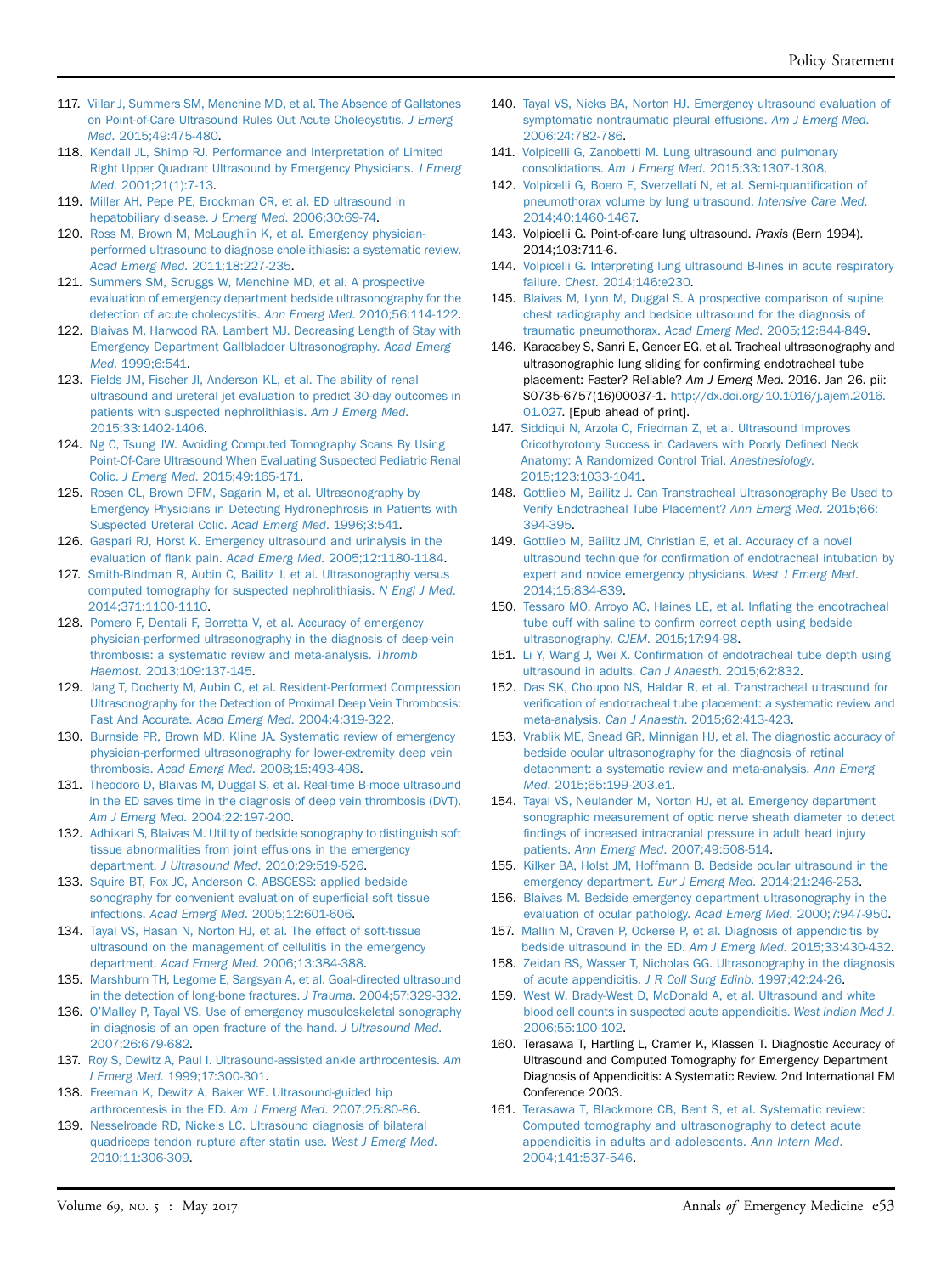117. Villar J, Summers SM, Menchine MD, et al. The Absence of Gallstones on Point-of-Care Ultrasound Rules Out Acute Cholecystitis. *J Emerg Med*. 2015;49:475-480.
118. Kendall JL, Shimp RJ. Performance and Interpretation of Limited Right Upper Quadrant Ultrasound by Emergency Physicians. *J Emerg Med*. 2001;21(1):7-13.
119. Miller AH, Pepe PE, Brockman CR, et al. ED ultrasound in hepatobiliary disease. *J Emerg Med*. 2006;30:69-74.
120. Ross M, Brown M, McLaughlin K, et al. Emergency physician-performed ultrasound to diagnose cholelithiasis: a systematic review. *Acad Emerg Med*. 2011;18:227-235.
121. Summers SM, Scruggs W, Menchine MD, et al. A prospective evaluation of emergency department bedside ultrasonography for the detection of acute cholecystitis. *Ann Emerg Med*. 2010;56:114-122.
122. Blaivas M, Harwood RA, Lambert MJ. Decreasing Length of Stay with Emergency Department Gallbladder Ultrasonography. *Acad Emerg Med*. 1999;6:541.
123. Fields JM, Fischer JI, Anderson KL, et al. The ability of renal ultrasound and ureteral jet evaluation to predict 30-day outcomes in patients with suspected nephrolithiasis. *Am J Emerg Med*. 2015;33:1402-1406.
124. Ng C, Tsung JW. Avoiding Computed Tomography Scans By Using Point-Of-Care Ultrasound When Evaluating Suspected Pediatric Renal Colic. *J Emerg Med*. 2015;49:165-171.
125. Rosen CL, Brown DFM, Sagarin M, et al. Ultrasonography by Emergency Physicians in Detecting Hydronephrosis in Patients with Suspected Ureteral Colic. *Acad Emerg Med*. 1996;3:541.
126. Gaspari RJ, Horst K. Emergency ultrasound and urinalysis in the evaluation of flank pain. *Acad Emerg Med*. 2005;12:1180-1184.
127. Smith-Bindman R, Aubin C, Bailitz J, et al. Ultrasonography versus computed tomography for suspected nephrolithiasis. *N Engl J Med*. 2014;371:1100-1110.
128. Pomero F, Dentali F, Borretta V, et al. Accuracy of emergency physician-performed ultrasonography in the diagnosis of deep-vein thrombosis: a systematic review and meta-analysis. *Thromb Haemost*. 2013;109:137-145.
129. Jang T, Docherty M, Aubin C, et al. Resident-Performed Compression Ultrasonography for the Detection of Proximal Deep Vein Thrombosis: Fast And Accurate. *Acad Emerg Med*. 2004;4:319-322.
130. Burnside PR, Brown MD, Kline JA. Systematic review of emergency physician-performed ultrasonography for lower-extremity deep vein thrombosis. *Acad Emerg Med*. 2008;15:493-498.
131. Theodoro D, Blaivas M, Duggal S, et al. Real-time B-mode ultrasound in the ED saves time in the diagnosis of deep vein thrombosis (DVT). *Am J Emerg Med*. 2004;22:197-200.
132. Adhikari S, Blaivas M. Utility of bedside sonography to distinguish soft tissue abnormalities from joint effusions in the emergency department. *J Ultrasound Med*. 2010;29:519-526.
133. Squire BT, Fox JC, Anderson C. ABSCESS: applied bedside sonography for convenient evaluation of superficial soft tissue infections. *Acad Emerg Med*. 2005;12:601-606.
134. Tayal VS, Hasan N, Norton HJ, et al. The effect of soft-tissue ultrasound on the management of cellulitis in the emergency department. *Acad Emerg Med*. 2006;13:384-388.
135. Marshburn TH, Legome E, Sargsyan A, et al. Goal-directed ultrasound in the detection of long-bone fractures. *J Trauma*. 2004;57:329-332.
136. O'Malley P, Tayal VS. Use of emergency musculoskeletal sonography in diagnosis of an open fracture of the hand. *J Ultrasound Med*. 2007;26:679-682.
137. Roy S, Dewitz A, Paul I. Ultrasound-assisted ankle arthrocentesis. *Am J Emerg Med*. 1999;17:300-301.
138. Freeman K, Dewitz A, Baker WE. Ultrasound-guided hip arthrocentesis in the ED. *Am J Emerg Med*. 2007;25:80-86.
139. Nesselroade RD, Nickels LC. Ultrasound diagnosis of bilateral quadriceps tendon rupture after statin use. *West J Emerg Med*. 2010;11:306-309.
140. Tayal VS, Nicks BA, Norton HJ. Emergency ultrasound evaluation of symptomatic nontraumatic pleural effusions. *Am J Emerg Med*. 2006;24:782-786.
141. Volpicelli G, Zanobetti M. Lung ultrasound and pulmonary consolidations. *Am J Emerg Med*. 2015;33:1307-1308.
142. Volpicelli G, Boero E, Sverzellati N, et al. Semi-quantification of pneumothorax volume by lung ultrasound. *Intensive Care Med*. 2014;40:1460-1467.
143. Volpicelli G. Point-of-care lung ultrasound. *Praxis* (Bern 1994). 2014;103:711-6.
144. Volpicelli G. Interpreting lung ultrasound B-lines in acute respiratory failure. *Chest*. 2014;146:e230.
145. Blaivas M, Lyon M, Duggal S. A prospective comparison of supine chest radiography and bedside ultrasound for the diagnosis of traumatic pneumothorax. *Acad Emerg Med*. 2005;12:844-849.
146. Karacabey S, Sanri E, Gencer EG, et al. Tracheal ultrasonography and ultrasonographic lung sliding for confirming endotracheal tube placement: Faster? Reliable? *Am J Emerg Med*. 2016. Jan 26. pii: S0735-6757(16)00037-1. http://dx.doi.org/10.1016/j.ajem.2016.01.027. [Epub ahead of print].
147. Siddiqui N, Arzola C, Friedman Z, et al. Ultrasound Improves Cricothyrotomy Success in Cadavers with Poorly Defined Neck Anatomy: A Randomized Control Trial. *Anesthesiology*. 2015;123:1033-1041.
148. Gottlieb M, Bailitz J. Can Transtracheal Ultrasonography Be Used to Verify Endotracheal Tube Placement? *Ann Emerg Med*. 2015;66:394-395.
149. Gottlieb M, Bailitz JM, Christian E, et al. Accuracy of a novel ultrasound technique for confirmation of endotracheal intubation by expert and novice emergency physicians. *West J Emerg Med*. 2014;15:834-839.
150. Tessaro MO, Arroyo AC, Haines LE, et al. Inflating the endotracheal tube cuff with saline to confirm correct depth using bedside ultrasonography. *CJEM*. 2015;17:94-98.
151. Li Y, Wang J, Wei X. Confirmation of endotracheal tube depth using ultrasound in adults. *Can J Anaesth*. 2015;62:832.
152. Das SK, Choupoo NS, Haldar R, et al. Transtracheal ultrasound for verification of endotracheal tube placement: a systematic review and meta-analysis. *Can J Anaesth*. 2015;62:413-423.
153. Vrablik ME, Snead GR, Minnigan HJ, et al. The diagnostic accuracy of bedside ocular ultrasonography for the diagnosis of retinal detachment: a systematic review and meta-analysis. *Ann Emerg Med*. 2015;65:199-203.e1.
154. Tayal VS, Neulander M, Norton HJ, et al. Emergency department sonographic measurement of optic nerve sheath diameter to detect findings of increased intracranial pressure in adult head injury patients. *Ann Emerg Med*. 2007;49:508-514.
155. Kilker BA, Holst JM, Hoffmann B. Bedside ocular ultrasound in the emergency department. *Eur J Emerg Med*. 2014;21:246-253.
156. Blaivas M. Bedside emergency department ultrasonography in the evaluation of ocular pathology. *Acad Emerg Med*. 2000;7:947-950.
157. Mallin M, Craven P, Ockerse P, et al. Diagnosis of appendicitis by bedside ultrasound in the ED. *Am J Emerg Med*. 2015;33:430-432.
158. Zeidan BS, Wasser T, Nicholas GG. Ultrasonography in the diagnosis of acute appendicitis. *J R Coll Surg Edinb*. 1997;42:24-26.
159. West W, Brady-West D, McDonald A, et al. Ultrasound and white blood cell counts in suspected acute appendicitis. *West Indian Med J*. 2006;55:100-102.
160. Terasawa T, Hartling L, Cramer K, Klassen T. Diagnostic Accuracy of Ultrasound and Computed Tomography for Emergency Department Diagnosis of Appendicitis: A Systematic Review. 2nd International EM Conference 2003.
161. Terasawa T, Blackmore CB, Bent S, et al. Systematic review: Computed tomography and ultrasonography to detect acute appendicitis in adults and adolescents. *Ann Intern Med*. 2004;141:537-546.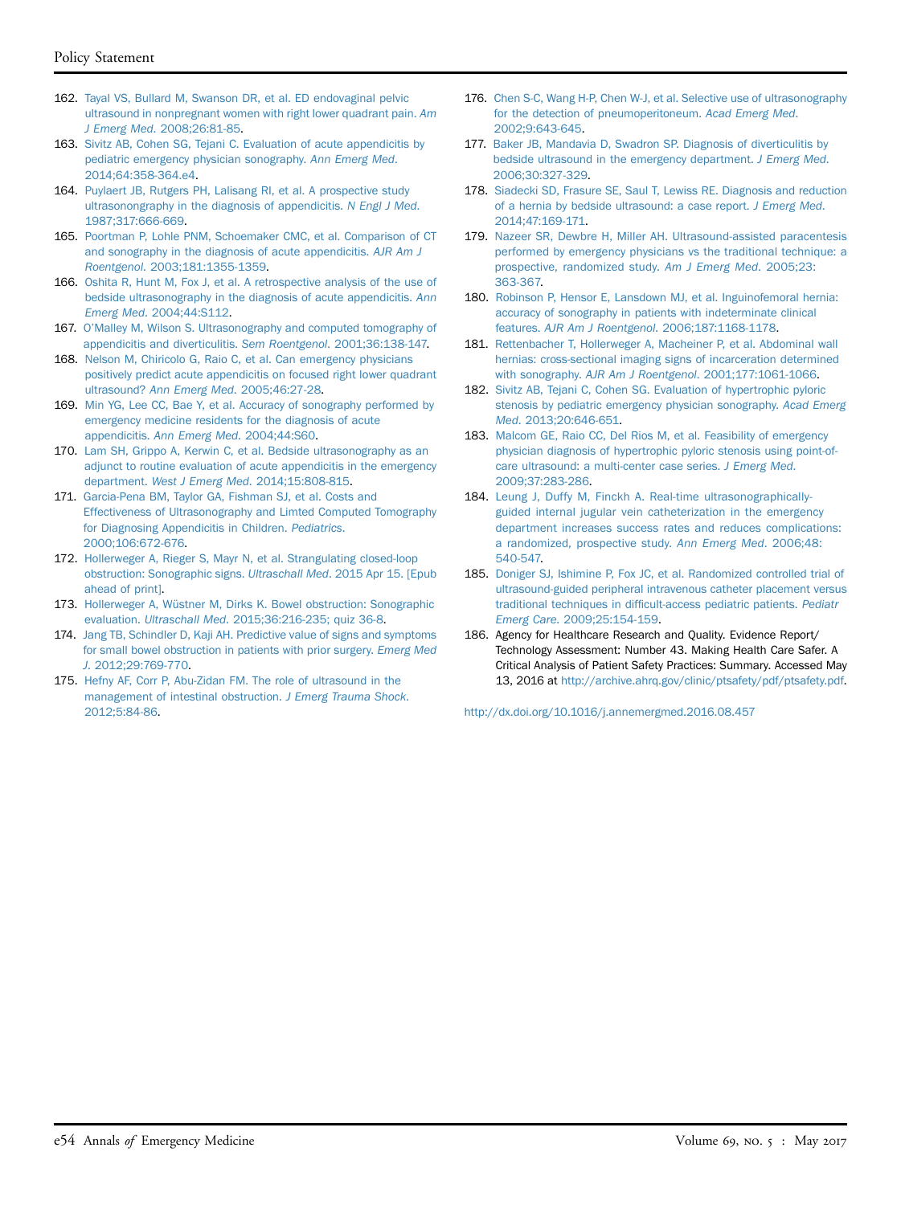162. Tayal VS, Bullard M, Swanson DR, et al. ED endovaginal pelvic ultrasound in nonpregnant women with right lower quadrant pain. *Am J Emerg Med*. 2008;26:81-85.
163. Sivitz AB, Cohen SG, Tejani C. Evaluation of acute appendicitis by pediatric emergency physician sonography. *Ann Emerg Med*. 2014;64:358-364.e4.
164. Puylaert JB, Rutgers PH, Lalisang RI, et al. A prospective study ultrasononography in the diagnosis of appendicitis. *N Engl J Med*. 1987;317:666-669.
165. Poortman P, Lohle PNM, Schoemaker CMC, et al. Comparison of CT and sonography in the diagnosis of acute appendicitis. *AJR Am J Roentgenol*. 2003;181:1355-1359.
166. Oshita R, Hunt M, Fox J, et al. A retrospective analysis of the use of bedside ultrasonography in the diagnosis of acute appendicitis. *Ann Emerg Med*. 2004;44:S112.
167. O'Malley M, Wilson S. Ultrasonography and computed tomography of appendicitis and diverticulitis. *Sem Roentgenol*. 2001;36:138-147.
168. Nelson M, Chiricolo G, Raio C, et al. Can emergency physicians positively predict acute appendicitis on focused right lower quadrant ultrasound? *Ann Emerg Med*. 2005;46:27-28.
169. Min YG, Lee CC, Bae Y, et al. Accuracy of sonography performed by emergency medicine residents for the diagnosis of acute appendicitis. *Ann Emerg Med*. 2004;44:S60.
170. Lam SH, Grippo A, Kerwin C, et al. Bedside ultrasonography as an adjunct to routine evaluation of acute appendicitis in the emergency department. *West J Emerg Med*. 2014;15:808-815.
171. Garcia-Pena BM, Taylor GA, Fishman SJ, et al. Costs and Effectiveness of Ultrasonography and Limted Computed Tomography for Diagnosing Appendicitis in Children. *Pediatrics*. 2000;106:672-676.
172. Hollerweger A, Rieger S, Mayr N, et al. Strangulating closed-loop obstruction: Sonographic signs. *Ultraschall Med*. 2015 Apr 15. [Epub ahead of print].
173. Hollerweger A, Wüstner M, Dirks K. Bowel obstruction: Sonographic evaluation. *Ultraschall Med*. 2015;36:216-235; quiz 36-8.
174. Jang TB, Schindler D, Kaji AH. Predictive value of signs and symptoms for small bowel obstruction in patients with prior surgery. *Emerg Med J*. 2012;29:769-770.
175. Hefny AF, Corr P, Abu-Zidan FM. The role of ultrasound in the management of intestinal obstruction. *J Emerg Trauma Shock*. 2012;5:84-86.
176. Chen S-C, Wang H-P, Chen W-J, et al. Selective use of ultrasonography for the detection of pneumoperitoneum. *Acad Emerg Med*. 2002;9:643-645.
177. Baker JB, Mandavia D, Swadron SP. Diagnosis of diverticulitis by bedside ultrasound in the emergency department. *J Emerg Med*. 2006;30:327-329.
178. Siadecki SD, Frasure SE, Saul T, Lewiss RE. Diagnosis and reduction of a hernia by bedside ultrasound: a case report. *J Emerg Med*. 2014;47:169-171.
179. Nazeer SR, Dewbre H, Miller AH. Ultrasound-assisted paracentesis performed by emergency physicians vs the traditional technique: a prospective, randomized study. *Am J Emerg Med*. 2005;23:363-367.
180. Robinson P, Hensor E, Lansdown MJ, et al. Inguinofemoral hernia: accuracy of sonography in patients with indeterminate clinical features. *AJR Am J Roentgenol*. 2006;187:1168-1178.
181. Rettenbacher T, Hollerweger A, Macheiner P, et al. Abdominal wall hernias: cross-sectional imaging signs of incarceration determined with sonography. *AJR Am J Roentgenol*. 2001;177:1061-1066.
182. Sivitz AB, Tejani C, Cohen SG. Evaluation of hypertrophic pyloric stenosis by pediatric emergency physician sonography. *Acad Emerg Med*. 2013;20:646-651.
183. Malcom GE, Raio CC, Del Rios M, et al. Feasibility of emergency physician diagnosis of hypertrophic pyloric stenosis using point-of-care ultrasound: a multi-center case series. *J Emerg Med*. 2009;37:283-286.
184. Leung J, Duffy M, Finckh A. Real-time ultrasonographically-guided internal jugular vein catheterization in the emergency department increases success rates and reduces complications: a randomized, prospective study. *Ann Emerg Med*. 2006;48:540-547.
185. Doniger SJ, Ishimine P, Fox JC, et al. Randomized controlled trial of ultrasound-guided peripheral intravenous catheter placement versus traditional techniques in difficult-access pediatric patients. *Pediatr Emerg Care*. 2009;25:154-159.
186. Agency for Healthcare Research and Quality. Evidence Report/Technology Assessment: Number 43. Making Health Care Safer. A Critical Analysis of Patient Safety Practices: Summary. Accessed May 13, 2016 at http://archive.ahrq.gov/clinic/ptsafety/pdf/ptsafety.pdf.

http://dx.doi.org/10.1016/j.annemergmed.2016.08.457